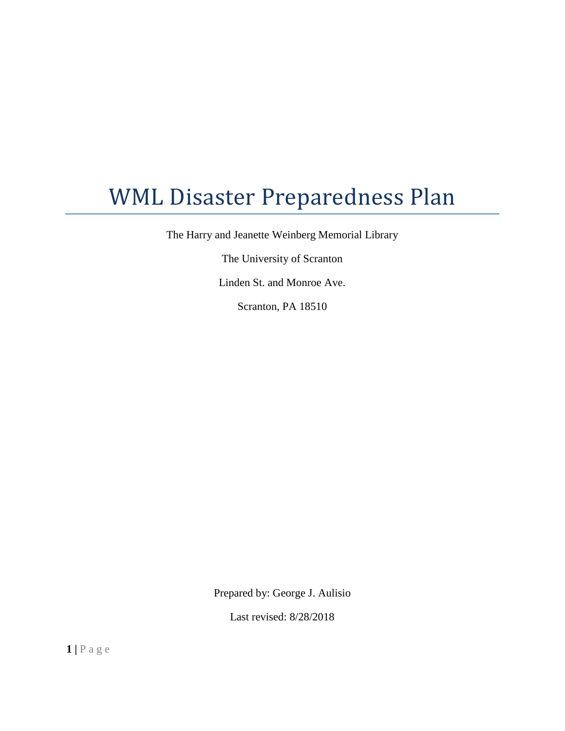# WML Disaster Preparedness Plan

The Harry and Jeanette Weinberg Memorial Library

The University of Scranton

Linden St. and Monroe Ave.

Scranton, PA 18510

Prepared by: George J. Aulisio

Last revised: 8/28/2018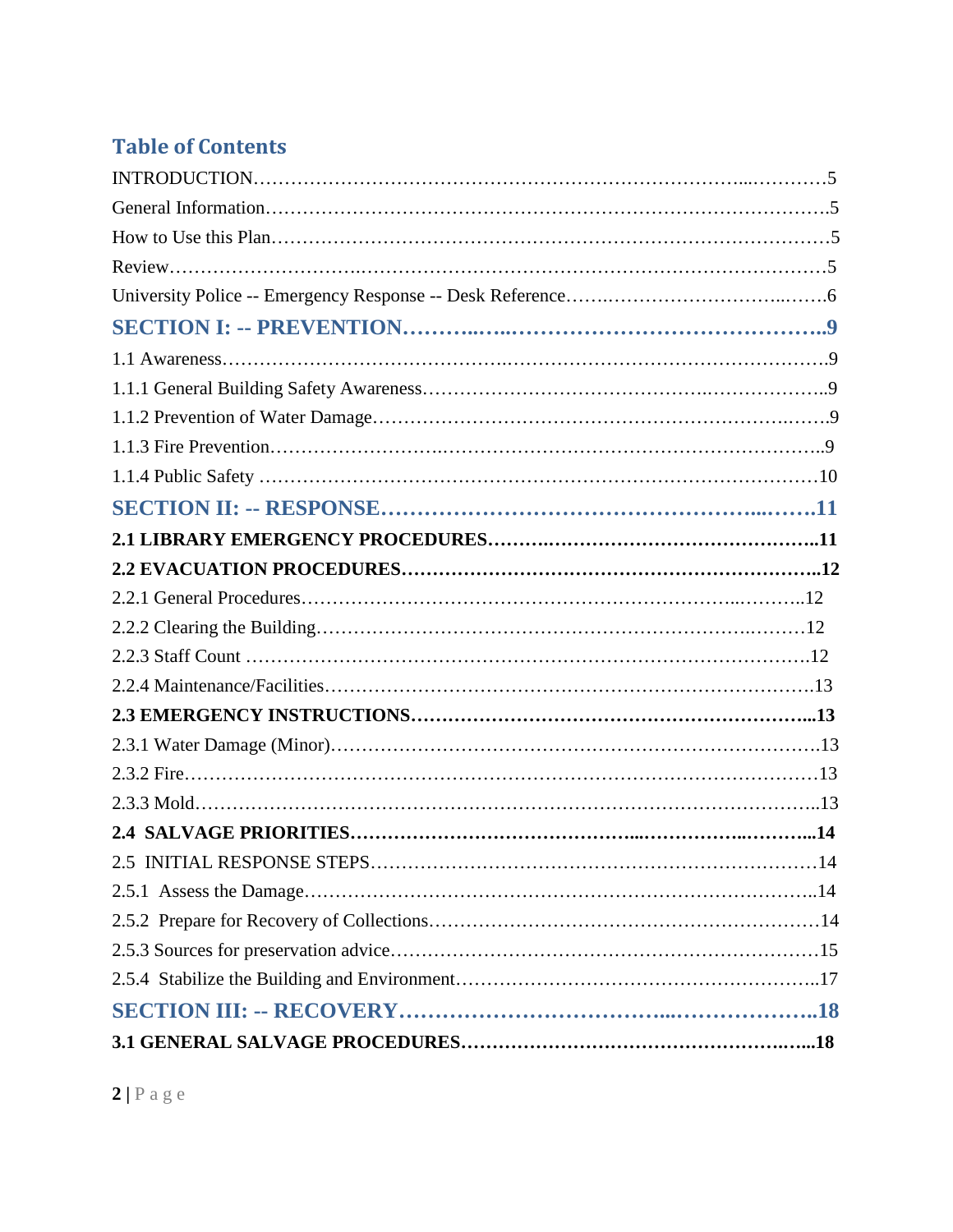## Table of Contents

INTRODUCTION…………………………………………………………………...…………5

General Information……………………………………………………………………………5

How to Use this Plan……………………………………………………………………………5

Review…………………………………………………………………………………………5

University Police -- Emergency Response -- Desk Reference…….………………………..…….6

**SECTION I: -- PREVENTION………..…..……………………………………..9**

1.1 Awareness……………………………………………………………………………….9

1.1.1 General Building Safety Awareness……………………………………………………..9

1.1.2 Prevention of Water Damage…………………………………………………….…….9

1.1.3 Fire Prevention…………………………………………………………………………..9

1.1.4 Public Safety ……………………………………………………………………………10

**SECTION II: -- RESPONSE…………………………………………...…….11**

**2.1 LIBRARY EMERGENCY PROCEDURES……….……………………………………..11**

**2.2 EVACUATION PROCEDURES………………………………………………………..12**

2.2.1 General Procedures……………………………………………………………..……..12

2.2.2 Clearing the Building…………………………………………………………..………12

2.2.3 Staff Count ……………………………………………………………………………12

2.2.4 Maintenance/Facilities…………………………………………………………………13

**2.3 EMERGENCY INSTRUCTIONS………………………………………………………...13**

2.3.1 Water Damage (Minor)………………………………………………………………….13

2.3.2 Fire……………………………………………………………………………………13

2.3.3 Mold…………………………………………………………………………………..13

**2.4 SALVAGE PRIORITIES…………………………………...……………..………...14**

2.5 INITIAL RESPONSE STEPS……………………………………………………………14

2.5.1 Assess the Damage……………………………………………………………………..14

2.5.2 Prepare for Recovery of Collections……………………………………………………14

2.5.3 Sources for preservation advice…………………………………………………………15

2.5.4 Stabilize the Building and Environment………………………………………………..17

**SECTION III: -- RECOVERY…………………………...………………..18**

**3.1 GENERAL SALVAGE PROCEDURES…………………………………………….…...18**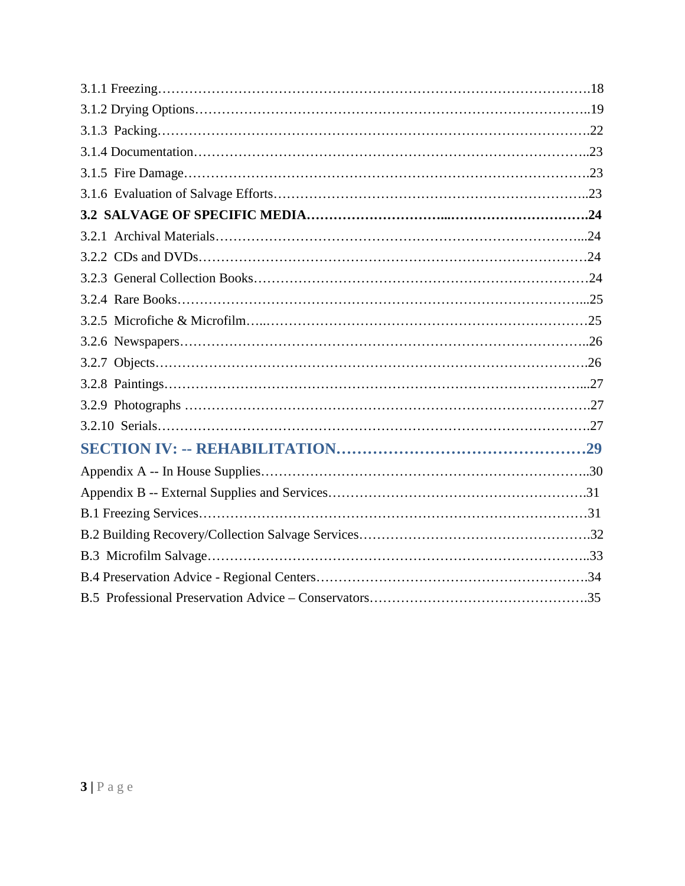3.1.1 Freezing……………………………………………………………………………….18

3.1.2 Drying Options………………………………………………………………………..19

3.1.3 Packing……………………………………………………………………………….22

3.1.4 Documentation………………………………………………………………………..23

3.1.5 Fire Damage………………………………………………………………………….23

3.1.6 Evaluation of Salvage Efforts…………………………………………………………..23

**3.2 SALVAGE OF SPECIFIC MEDIA…………………………...………………………….24**

3.2.1 Archival Materials……………………………………………………………………...24

3.2.2 CDs and DVDs………………………………………………………………………24

3.2.3 General Collection Books……………………………………………………………24

3.2.4 Rare Books……………………………………………………………………………...25

3.2.5 Microfiche & Microfilm…...…………………………………………………………25

3.2.6 Newspapers…………………………………………………………………………..26

3.2.7 Objects……………………………………………………………………………….26

3.2.8 Paintings……………………………………………………………………………...27

3.2.9 Photographs …………………………………………………………………………27

3.2.10 Serials………………………………………………………………………………27

## SECTION IV: -- REHABILITATION…………………………………………29

Appendix A -- In House Supplies……………………………………………………………..30

Appendix B -- External Supplies and Services……………………………………………….31

B.1 Freezing Services……………………………………………………………………….31

B.2 Building Recovery/Collection Salvage Services…………………………………………….32

B.3 Microfilm Salvage…………………………………………………………………………..33

B.4 Preservation Advice - Regional Centers…………………………………………………….34

B.5 Professional Preservation Advice – Conservators………………………………………….35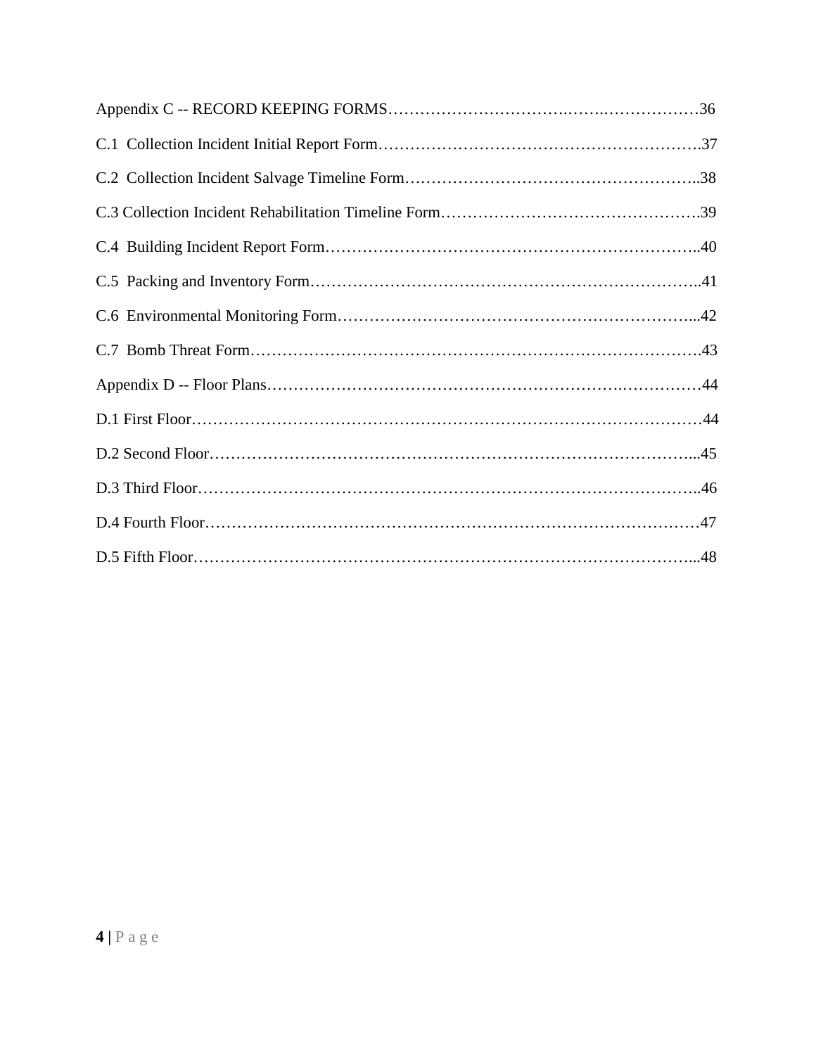Appendix C -- RECORD KEEPING FORMS……………………………….…….………………36

C.1 Collection Incident Initial Report Form…………………………………………………….37

C.2 Collection Incident Salvage Timeline Form………………………………………………..38

C.3 Collection Incident Rehabilitation Timeline Form………………………………………….39

C.4 Building Incident Report Form……………………………………………………………..40

C.5 Packing and Inventory Form………………………………………………………………..41

C.6 Environmental Monitoring Form…………………………………………………………...42

C.7 Bomb Threat Form………………………………………………………………………….43

Appendix D -- Floor Plans……………………………………………………….……………44

D.1 First Floor…………………………………………………………………………………44

D.2 Second Floor……………………………………………………………………………...45

D.3 Third Floor………………………………………………………………………………..46

D.4 Fourth Floor………………………………………………………………………………47

D.5 Fifth Floor………………………………………………………………………………...48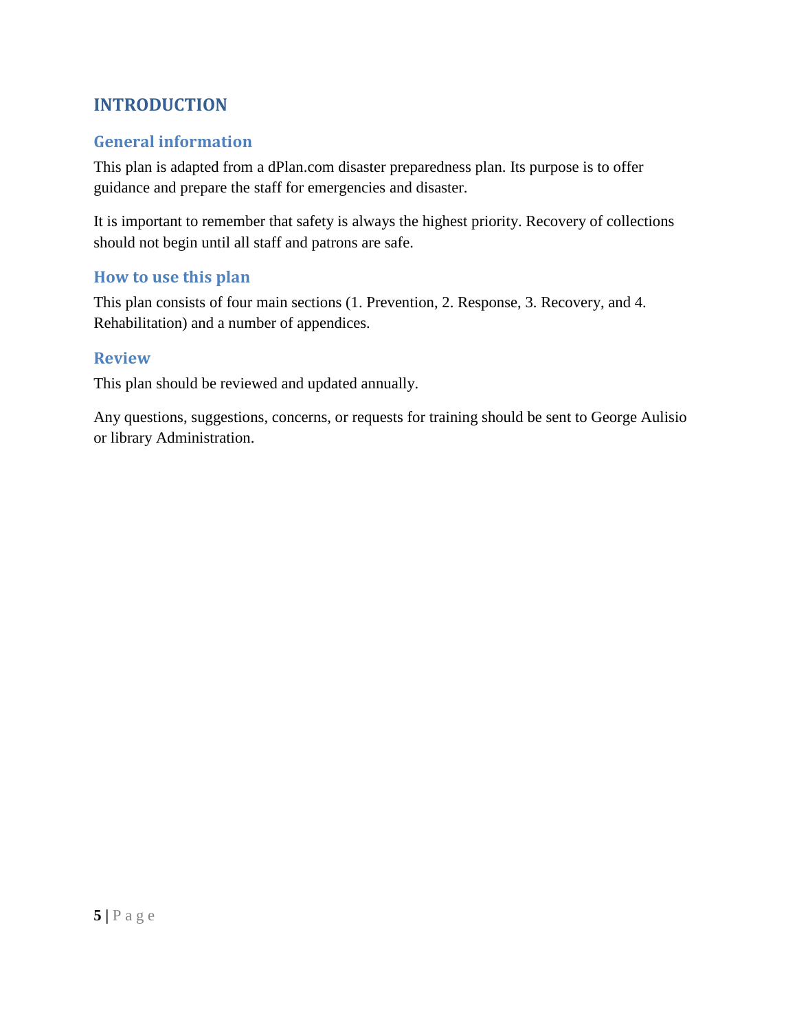# INTRODUCTION

## General information

This plan is adapted from a dPlan.com disaster preparedness plan. Its purpose is to offer guidance and prepare the staff for emergencies and disaster.

It is important to remember that safety is always the highest priority. Recovery of collections should not begin until all staff and patrons are safe.

## How to use this plan

This plan consists of four main sections (1. Prevention, 2. Response, 3. Recovery, and 4. Rehabilitation) and a number of appendices.

## Review

This plan should be reviewed and updated annually.

Any questions, suggestions, concerns, or requests for training should be sent to George Aulisio or library Administration.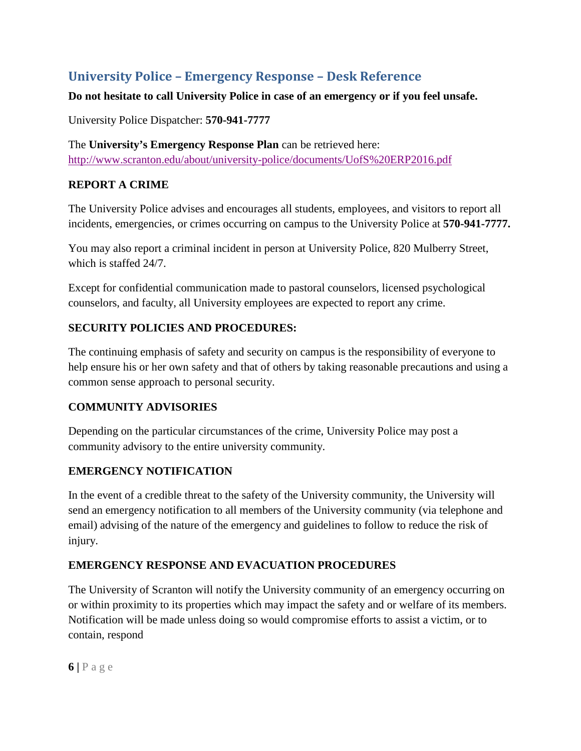## University Police – Emergency Response – Desk Reference

**Do not hesitate to call University Police in case of an emergency or if you feel unsafe.**

University Police Dispatcher: **570-941-7777**

The **University's Emergency Response Plan** can be retrieved here: http://www.scranton.edu/about/university-police/documents/UofS%20ERP2016.pdf

### REPORT A CRIME

The University Police advises and encourages all students, employees, and visitors to report all incidents, emergencies, or crimes occurring on campus to the University Police at **570-941-7777.**

You may also report a criminal incident in person at University Police, 820 Mulberry Street, which is staffed 24/7.

Except for confidential communication made to pastoral counselors, licensed psychological counselors, and faculty, all University employees are expected to report any crime.

### SECURITY POLICIES AND PROCEDURES:

The continuing emphasis of safety and security on campus is the responsibility of everyone to help ensure his or her own safety and that of others by taking reasonable precautions and using a common sense approach to personal security.

### COMMUNITY ADVISORIES

Depending on the particular circumstances of the crime, University Police may post a community advisory to the entire university community.

### EMERGENCY NOTIFICATION

In the event of a credible threat to the safety of the University community, the University will send an emergency notification to all members of the University community (via telephone and email) advising of the nature of the emergency and guidelines to follow to reduce the risk of injury.

### EMERGENCY RESPONSE AND EVACUATION PROCEDURES

The University of Scranton will notify the University community of an emergency occurring on or within proximity to its properties which may impact the safety and or welfare of its members. Notification will be made unless doing so would compromise efforts to assist a victim, or to contain, respond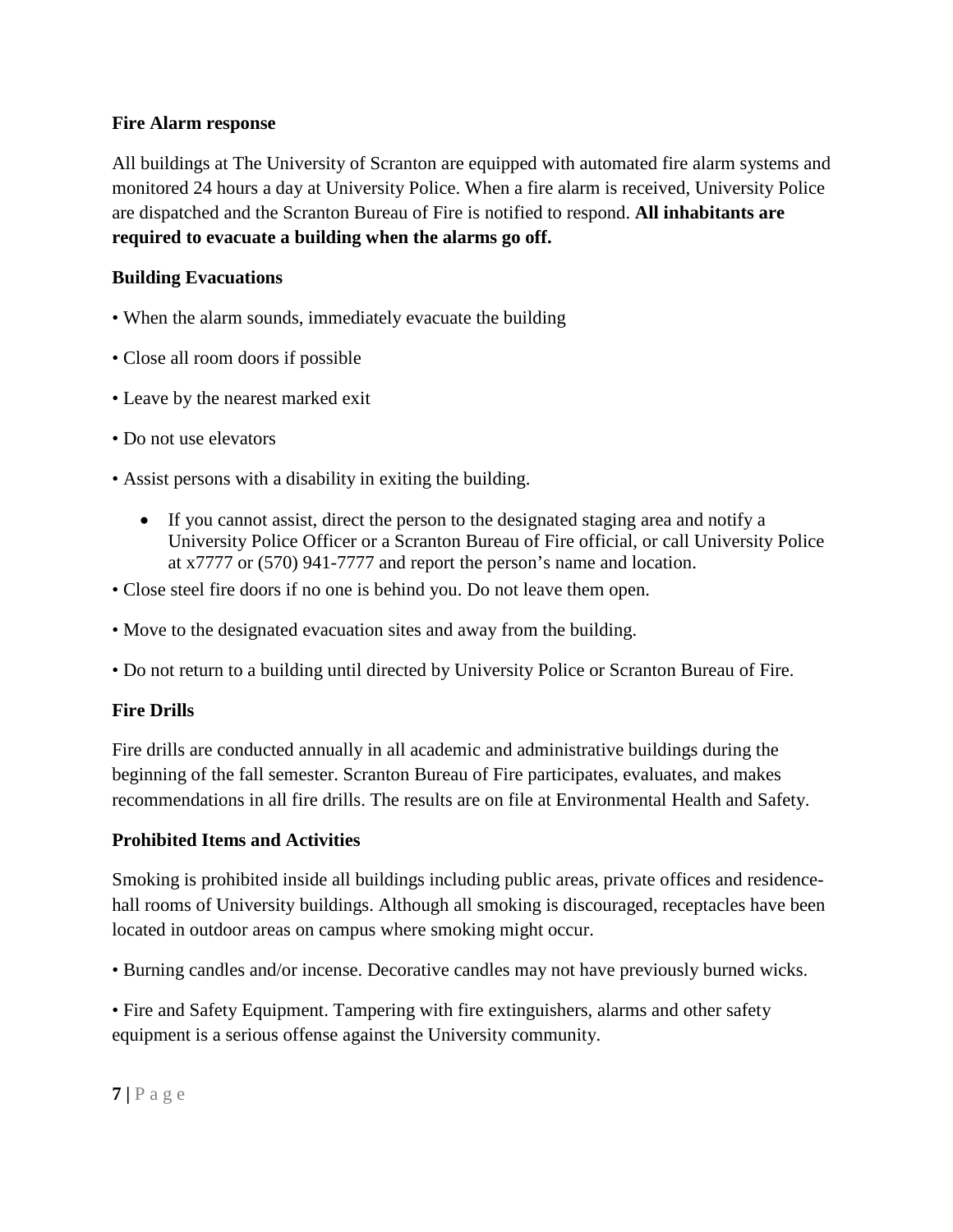**Fire Alarm response**

All buildings at The University of Scranton are equipped with automated fire alarm systems and monitored 24 hours a day at University Police. When a fire alarm is received, University Police are dispatched and the Scranton Bureau of Fire is notified to respond. **All inhabitants are required to evacuate a building when the alarms go off.**

**Building Evacuations**

- When the alarm sounds, immediately evacuate the building
- Close all room doors if possible
- Leave by the nearest marked exit
- Do not use elevators
- Assist persons with a disability in exiting the building.
    - If you cannot assist, direct the person to the designated staging area and notify a University Police Officer or a Scranton Bureau of Fire official, or call University Police at x7777 or (570) 941-7777 and report the person's name and location.
- Close steel fire doors if no one is behind you. Do not leave them open.
- Move to the designated evacuation sites and away from the building.
- Do not return to a building until directed by University Police or Scranton Bureau of Fire.

**Fire Drills**

Fire drills are conducted annually in all academic and administrative buildings during the beginning of the fall semester. Scranton Bureau of Fire participates, evaluates, and makes recommendations in all fire drills. The results are on file at Environmental Health and Safety.

**Prohibited Items and Activities**

Smoking is prohibited inside all buildings including public areas, private offices and residence-hall rooms of University buildings. Although all smoking is discouraged, receptacles have been located in outdoor areas on campus where smoking might occur.

- Burning candles and/or incense. Decorative candles may not have previously burned wicks.
- Fire and Safety Equipment. Tampering with fire extinguishers, alarms and other safety equipment is a serious offense against the University community.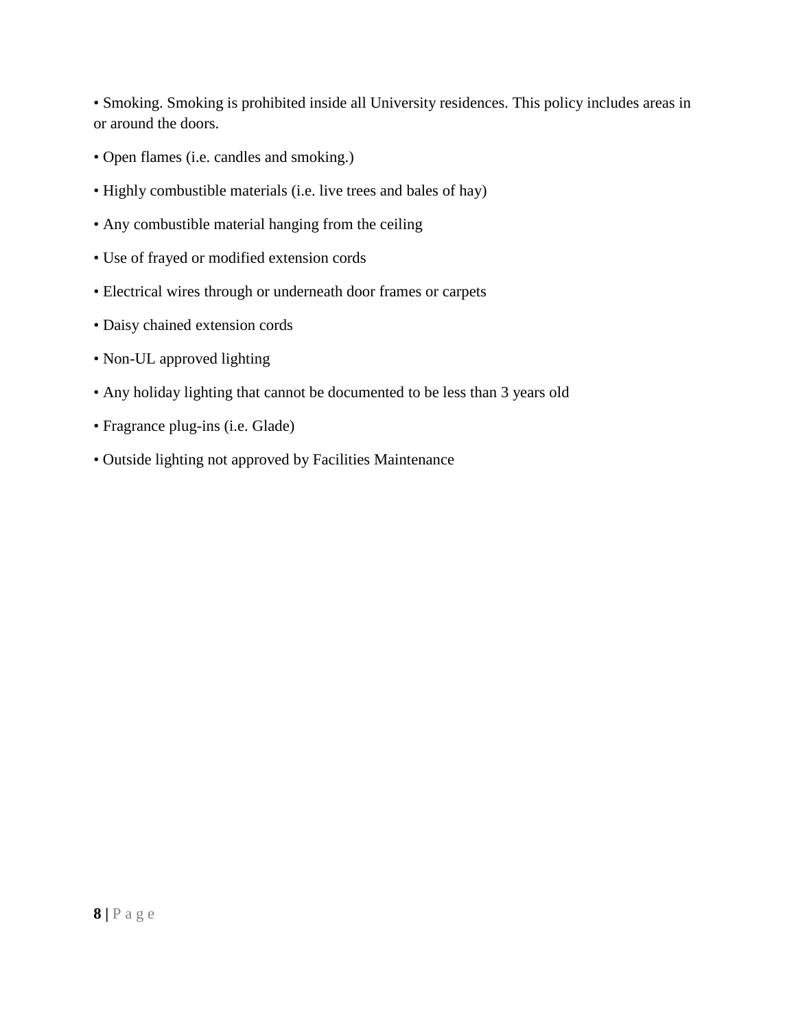- Smoking. Smoking is prohibited inside all University residences. This policy includes areas in or around the doors.
- Open flames (i.e. candles and smoking.)
- Highly combustible materials (i.e. live trees and bales of hay)
- Any combustible material hanging from the ceiling
- Use of frayed or modified extension cords
- Electrical wires through or underneath door frames or carpets
- Daisy chained extension cords
- Non-UL approved lighting
- Any holiday lighting that cannot be documented to be less than 3 years old
- Fragrance plug-ins (i.e. Glade)
- Outside lighting not approved by Facilities Maintenance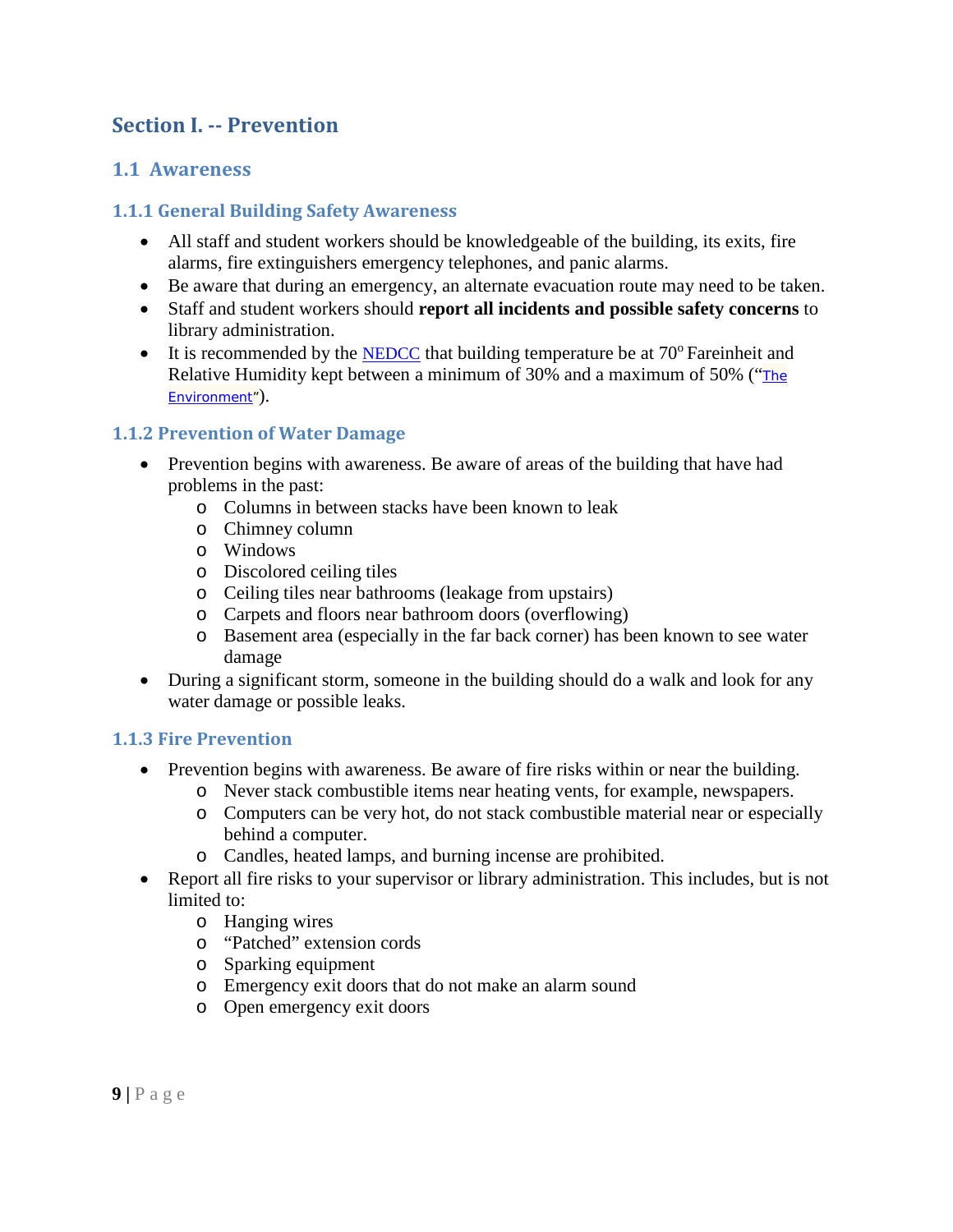# Section I. -- Prevention

## 1.1 Awareness

### 1.1.1 General Building Safety Awareness

- All staff and student workers should be knowledgeable of the building, its exits, fire alarms, fire extinguishers emergency telephones, and panic alarms.
- Be aware that during an emergency, an alternate evacuation route may need to be taken.
- Staff and student workers should **report all incidents and possible safety concerns** to library administration.
- It is recommended by the NEDCC that building temperature be at 70$^{o}$ Fareinheit and Relative Humidity kept between a minimum of 30% and a maximum of 50% ("The Environment").

### 1.1.2 Prevention of Water Damage

- Prevention begins with awareness. Be aware of areas of the building that have had problems in the past:
  - Columns in between stacks have been known to leak
  - Chimney column
  - Windows
  - Discolored ceiling tiles
  - Ceiling tiles near bathrooms (leakage from upstairs)
  - Carpets and floors near bathroom doors (overflowing)
  - Basement area (especially in the far back corner) has been known to see water damage
- During a significant storm, someone in the building should do a walk and look for any water damage or possible leaks.

### 1.1.3 Fire Prevention

- Prevention begins with awareness. Be aware of fire risks within or near the building.
  - Never stack combustible items near heating vents, for example, newspapers.
  - Computers can be very hot, do not stack combustible material near or especially behind a computer.
  - Candles, heated lamps, and burning incense are prohibited.
- Report all fire risks to your supervisor or library administration. This includes, but is not limited to:
  - Hanging wires
  - "Patched" extension cords
  - Sparking equipment
  - Emergency exit doors that do not make an alarm sound
  - Open emergency exit doors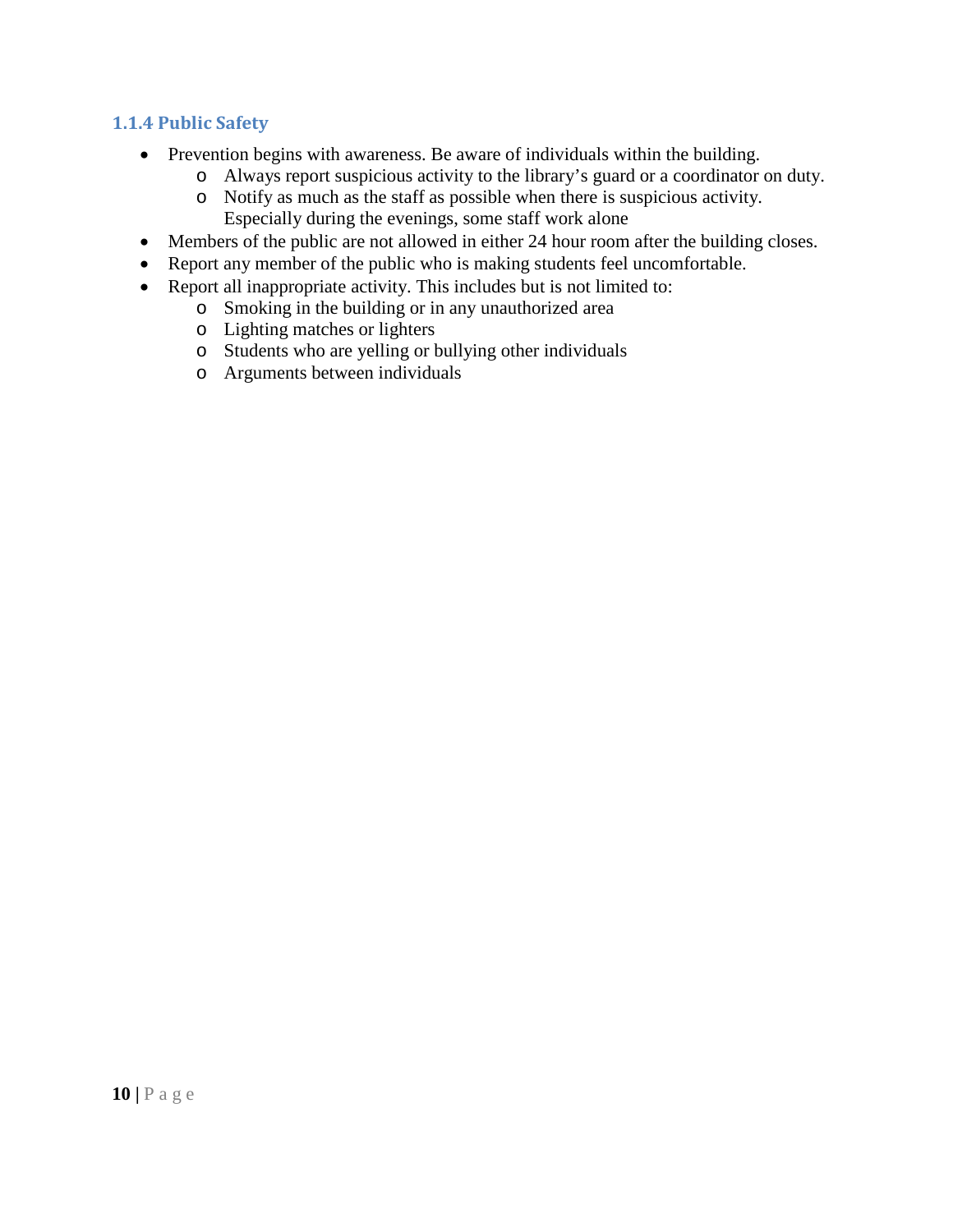### 1.1.4 Public Safety

- Prevention begins with awareness. Be aware of individuals within the building.
  - Always report suspicious activity to the library's guard or a coordinator on duty.
  - Notify as much as the staff as possible when there is suspicious activity. Especially during the evenings, some staff work alone
- Members of the public are not allowed in either 24 hour room after the building closes.
- Report any member of the public who is making students feel uncomfortable.
- Report all inappropriate activity. This includes but is not limited to:
  - Smoking in the building or in any unauthorized area
  - Lighting matches or lighters
  - Students who are yelling or bullying other individuals
  - Arguments between individuals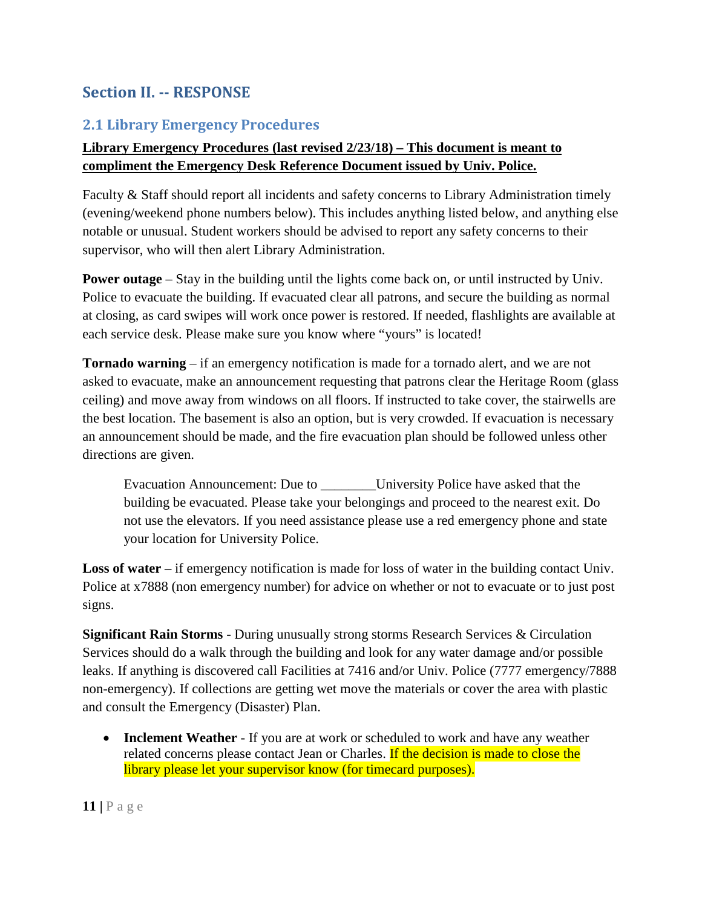# Section II. -- RESPONSE

## 2.1 Library Emergency Procedures

**Library Emergency Procedures (last revised 2/23/18) – This document is meant to compliment the Emergency Desk Reference Document issued by Univ. Police.**

Faculty & Staff should report all incidents and safety concerns to Library Administration timely (evening/weekend phone numbers below). This includes anything listed below, and anything else notable or unusual. Student workers should be advised to report any safety concerns to their supervisor, who will then alert Library Administration.

**Power outage** – Stay in the building until the lights come back on, or until instructed by Univ. Police to evacuate the building. If evacuated clear all patrons, and secure the building as normal at closing, as card swipes will work once power is restored. If needed, flashlights are available at each service desk. Please make sure you know where "yours" is located!

**Tornado warning** – if an emergency notification is made for a tornado alert, and we are not asked to evacuate, make an announcement requesting that patrons clear the Heritage Room (glass ceiling) and move away from windows on all floors. If instructed to take cover, the stairwells are the best location. The basement is also an option, but is very crowded. If evacuation is necessary an announcement should be made, and the fire evacuation plan should be followed unless other directions are given.

> Evacuation Announcement: Due to ________University Police have asked that the building be evacuated. Please take your belongings and proceed to the nearest exit. Do not use the elevators. If you need assistance please use a red emergency phone and state your location for University Police.

**Loss of water** – if emergency notification is made for loss of water in the building contact Univ. Police at x7888 (non emergency number) for advice on whether or not to evacuate or to just post signs.

**Significant Rain Storms** - During unusually strong storms Research Services & Circulation Services should do a walk through the building and look for any water damage and/or possible leaks. If anything is discovered call Facilities at 7416 and/or Univ. Police (7777 emergency/7888 non-emergency). If collections are getting wet move the materials or cover the area with plastic and consult the Emergency (Disaster) Plan.

- **Inclement Weather** - If you are at work or scheduled to work and have any weather related concerns please contact Jean or Charles. If the decision is made to close the library please let your supervisor know (for timecard purposes).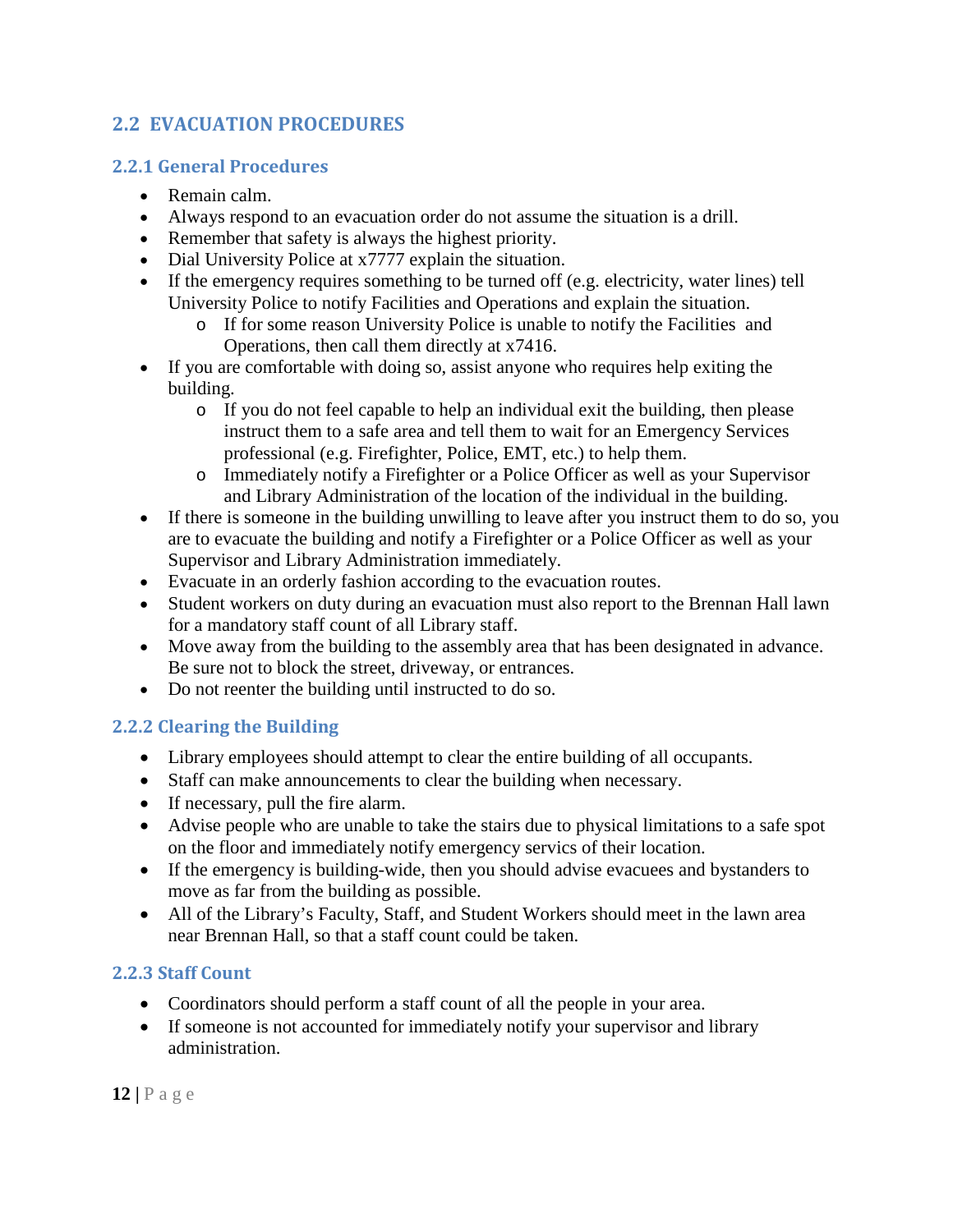## 2.2 EVACUATION PROCEDURES

### 2.2.1 General Procedures

- Remain calm.
- Always respond to an evacuation order do not assume the situation is a drill.
- Remember that safety is always the highest priority.
- Dial University Police at x7777 explain the situation.
- If the emergency requires something to be turned off (e.g. electricity, water lines) tell University Police to notify Facilities and Operations and explain the situation.
  - If for some reason University Police is unable to notify the Facilities and Operations, then call them directly at x7416.
- If you are comfortable with doing so, assist anyone who requires help exiting the building.
  - If you do not feel capable to help an individual exit the building, then please instruct them to a safe area and tell them to wait for an Emergency Services professional (e.g. Firefighter, Police, EMT, etc.) to help them.
  - Immediately notify a Firefighter or a Police Officer as well as your Supervisor and Library Administration of the location of the individual in the building.
- If there is someone in the building unwilling to leave after you instruct them to do so, you are to evacuate the building and notify a Firefighter or a Police Officer as well as your Supervisor and Library Administration immediately.
- Evacuate in an orderly fashion according to the evacuation routes.
- Student workers on duty during an evacuation must also report to the Brennan Hall lawn for a mandatory staff count of all Library staff.
- Move away from the building to the assembly area that has been designated in advance. Be sure not to block the street, driveway, or entrances.
- Do not reenter the building until instructed to do so.

### 2.2.2 Clearing the Building

- Library employees should attempt to clear the entire building of all occupants.
- Staff can make announcements to clear the building when necessary.
- If necessary, pull the fire alarm.
- Advise people who are unable to take the stairs due to physical limitations to a safe spot on the floor and immediately notify emergency servics of their location.
- If the emergency is building-wide, then you should advise evacuees and bystanders to move as far from the building as possible.
- All of the Library's Faculty, Staff, and Student Workers should meet in the lawn area near Brennan Hall, so that a staff count could be taken.

### 2.2.3 Staff Count

- Coordinators should perform a staff count of all the people in your area.
- If someone is not accounted for immediately notify your supervisor and library administration.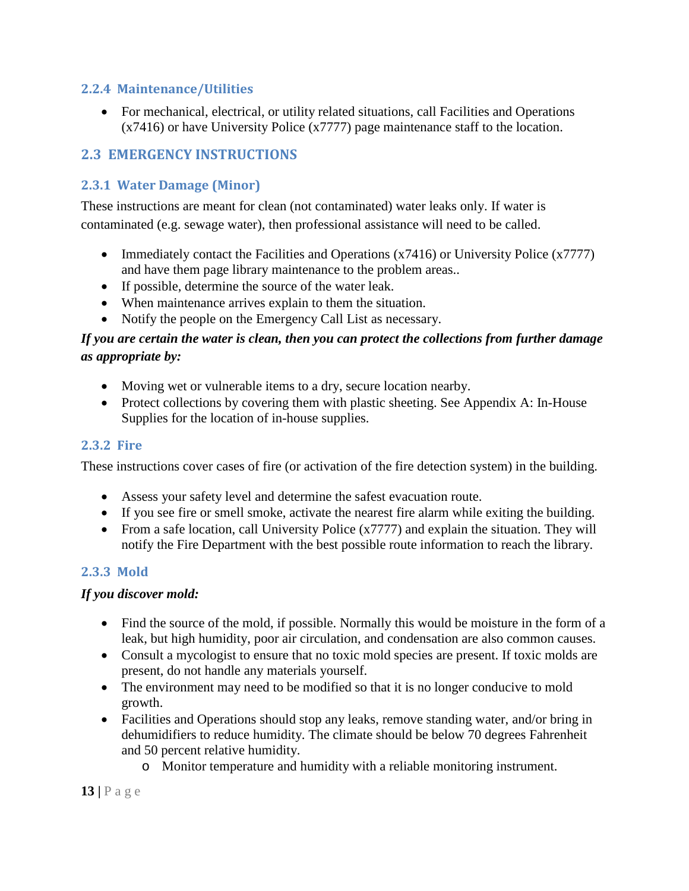### 2.2.4 Maintenance/Utilities

- For mechanical, electrical, or utility related situations, call Facilities and Operations (x7416) or have University Police (x7777) page maintenance staff to the location.

## 2.3 EMERGENCY INSTRUCTIONS

### 2.3.1 Water Damage (Minor)

These instructions are meant for clean (not contaminated) water leaks only. If water is contaminated (e.g. sewage water), then professional assistance will need to be called.

- Immediately contact the Facilities and Operations (x7416) or University Police (x7777) and have them page library maintenance to the problem areas..
- If possible, determine the source of the water leak.
- When maintenance arrives explain to them the situation.
- Notify the people on the Emergency Call List as necessary.

***If you are certain the water is clean, then you can protect the collections from further damage as appropriate by:***

- Moving wet or vulnerable items to a dry, secure location nearby.
- Protect collections by covering them with plastic sheeting. See Appendix A: In-House Supplies for the location of in-house supplies.

### 2.3.2 Fire

These instructions cover cases of fire (or activation of the fire detection system) in the building.

- Assess your safety level and determine the safest evacuation route.
- If you see fire or smell smoke, activate the nearest fire alarm while exiting the building.
- From a safe location, call University Police (x7777) and explain the situation. They will notify the Fire Department with the best possible route information to reach the library.

### 2.3.3 Mold

***If you discover mold:***

- Find the source of the mold, if possible. Normally this would be moisture in the form of a leak, but high humidity, poor air circulation, and condensation are also common causes.
- Consult a mycologist to ensure that no toxic mold species are present. If toxic molds are present, do not handle any materials yourself.
- The environment may need to be modified so that it is no longer conducive to mold growth.
- Facilities and Operations should stop any leaks, remove standing water, and/or bring in dehumidifiers to reduce humidity. The climate should be below 70 degrees Fahrenheit and 50 percent relative humidity.
  - Monitor temperature and humidity with a reliable monitoring instrument.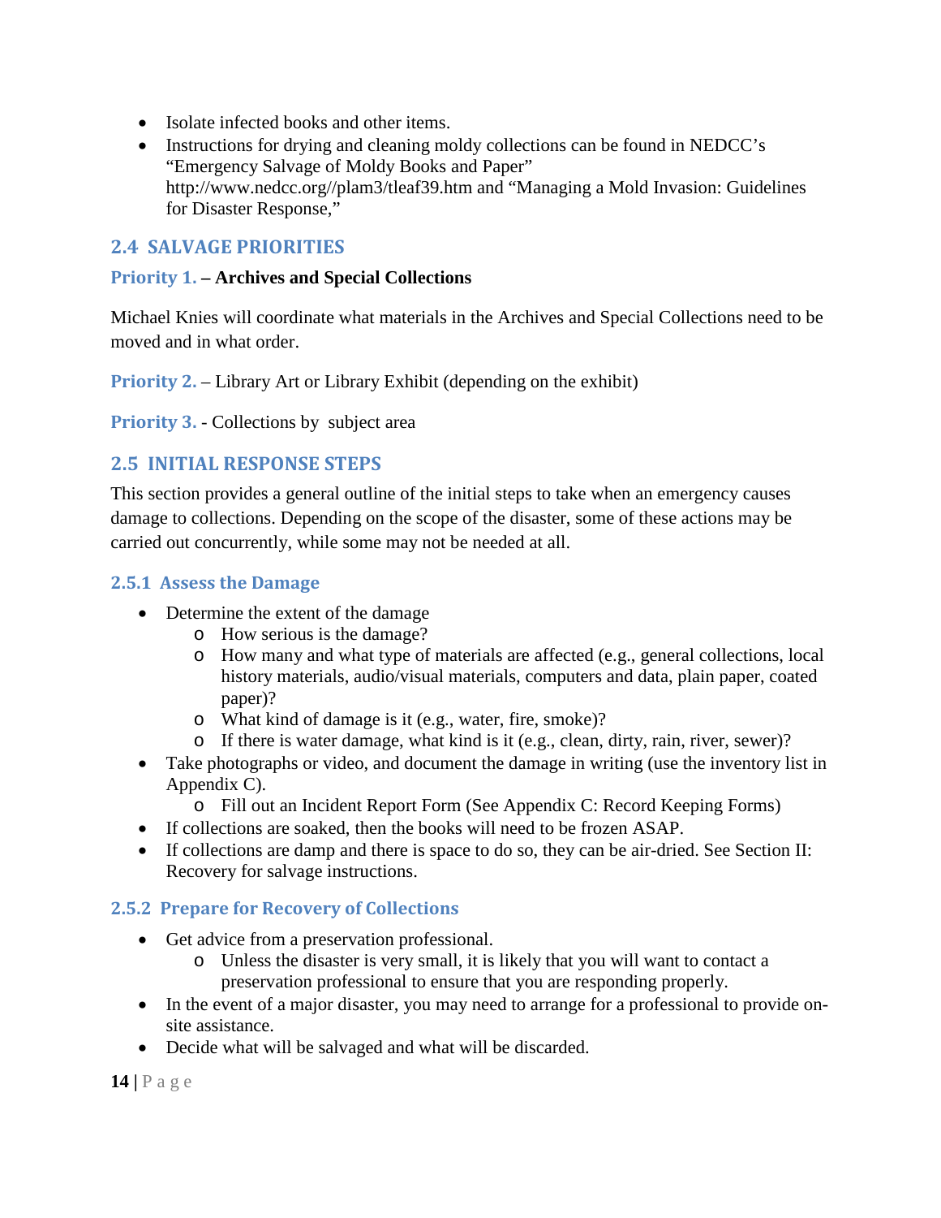- Isolate infected books and other items.
- Instructions for drying and cleaning moldy collections can be found in NEDCC's "Emergency Salvage of Moldy Books and Paper" http://www.nedcc.org//plam3/tleaf39.htm and "Managing a Mold Invasion: Guidelines for Disaster Response,"

## 2.4 SALVAGE PRIORITIES

**Priority 1. – Archives and Special Collections**

Michael Knies will coordinate what materials in the Archives and Special Collections need to be moved and in what order.

**Priority 2.** – Library Art or Library Exhibit (depending on the exhibit)

**Priority 3.** - Collections by subject area

## 2.5 INITIAL RESPONSE STEPS

This section provides a general outline of the initial steps to take when an emergency causes damage to collections. Depending on the scope of the disaster, some of these actions may be carried out concurrently, while some may not be needed at all.

### 2.5.1 Assess the Damage

- Determine the extent of the damage
  - How serious is the damage?
  - How many and what type of materials are affected (e.g., general collections, local history materials, audio/visual materials, computers and data, plain paper, coated paper)?
  - What kind of damage is it (e.g., water, fire, smoke)?
  - If there is water damage, what kind is it (e.g., clean, dirty, rain, river, sewer)?
- Take photographs or video, and document the damage in writing (use the inventory list in Appendix C).
  - Fill out an Incident Report Form (See Appendix C: Record Keeping Forms)
- If collections are soaked, then the books will need to be frozen ASAP.
- If collections are damp and there is space to do so, they can be air-dried. See Section II: Recovery for salvage instructions.

### 2.5.2 Prepare for Recovery of Collections

- Get advice from a preservation professional.
  - Unless the disaster is very small, it is likely that you will want to contact a preservation professional to ensure that you are responding properly.
- In the event of a major disaster, you may need to arrange for a professional to provide on-site assistance.
- Decide what will be salvaged and what will be discarded.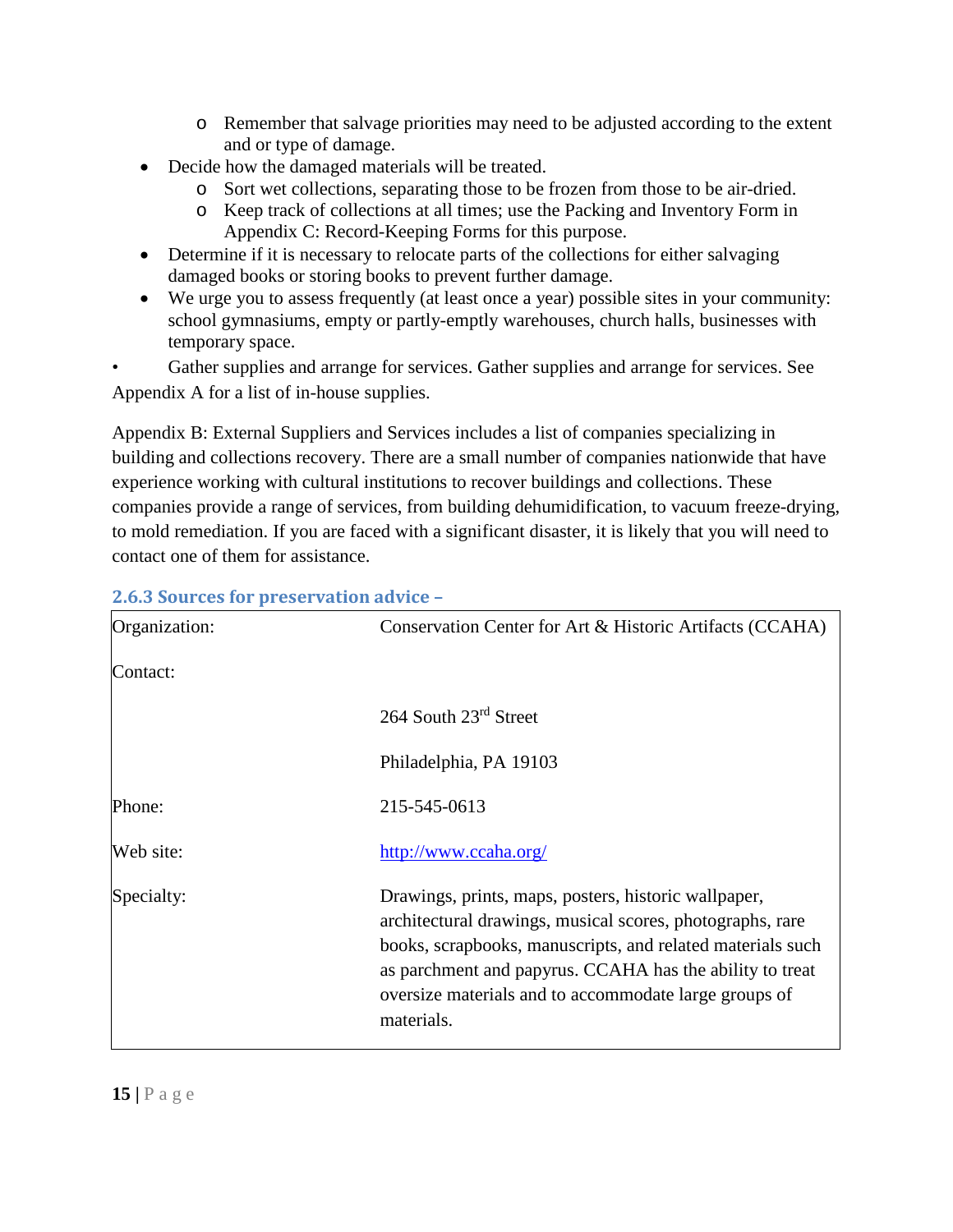- Remember that salvage priorities may need to be adjusted according to the extent and or type of damage.
- Decide how the damaged materials will be treated.
  - Sort wet collections, separating those to be frozen from those to be air-dried.
  - Keep track of collections at all times; use the Packing and Inventory Form in Appendix C: Record-Keeping Forms for this purpose.
- Determine if it is necessary to relocate parts of the collections for either salvaging damaged books or storing books to prevent further damage.
- We urge you to assess frequently (at least once a year) possible sites in your community: school gymnasiums, empty or partly-emptly warehouses, church halls, businesses with temporary space.

• Gather supplies and arrange for services. Gather supplies and arrange for services. See Appendix A for a list of in-house supplies.

Appendix B: External Suppliers and Services includes a list of companies specializing in building and collections recovery. There are a small number of companies nationwide that have experience working with cultural institutions to recover buildings and collections. These companies provide a range of services, from building dehumidification, to vacuum freeze-drying, to mold remediation. If you are faced with a significant disaster, it is likely that you will need to contact one of them for assistance.

### 2.6.3 Sources for preservation advice –

| Organization: | Conservation Center for Art & Historic Artifacts (CCAHA) |
|---|---|
| Contact: | |
| | 264 South 23rd Street |
| | Philadelphia, PA 19103 |
| Phone: | 215-545-0613 |
| Web site: | http://www.ccaha.org/ |
| Specialty: | Drawings, prints, maps, posters, historic wallpaper, architectural drawings, musical scores, photographs, rare books, scrapbooks, manuscripts, and related materials such as parchment and papyrus. CCAHA has the ability to treat oversize materials and to accommodate large groups of materials. |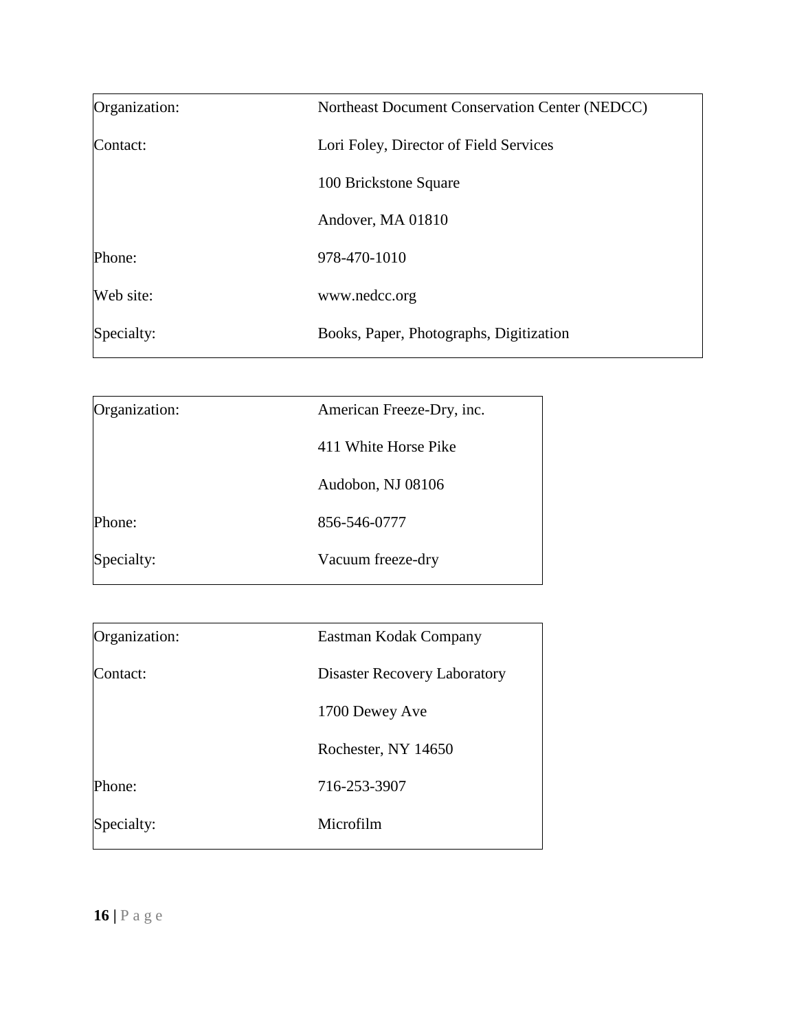| Organization: | Northeast Document Conservation Center (NEDCC) |
|---|---|
| Contact: | Lori Foley, Director of Field Services |
| | 100 Brickstone Square |
| | Andover, MA 01810 |
| Phone: | 978-470-1010 |
| Web site: | www.nedcc.org |
| Specialty: | Books, Paper, Photographs, Digitization |

| Organization: | American Freeze-Dry, inc. |
|---|---|
| | 411 White Horse Pike |
| | Audobon, NJ 08106 |
| Phone: | 856-546-0777 |
| Specialty: | Vacuum freeze-dry |

| Organization: | Eastman Kodak Company |
|---|---|
| Contact: | Disaster Recovery Laboratory |
| | 1700 Dewey Ave |
| | Rochester, NY 14650 |
| Phone: | 716-253-3907 |
| Specialty: | Microfilm |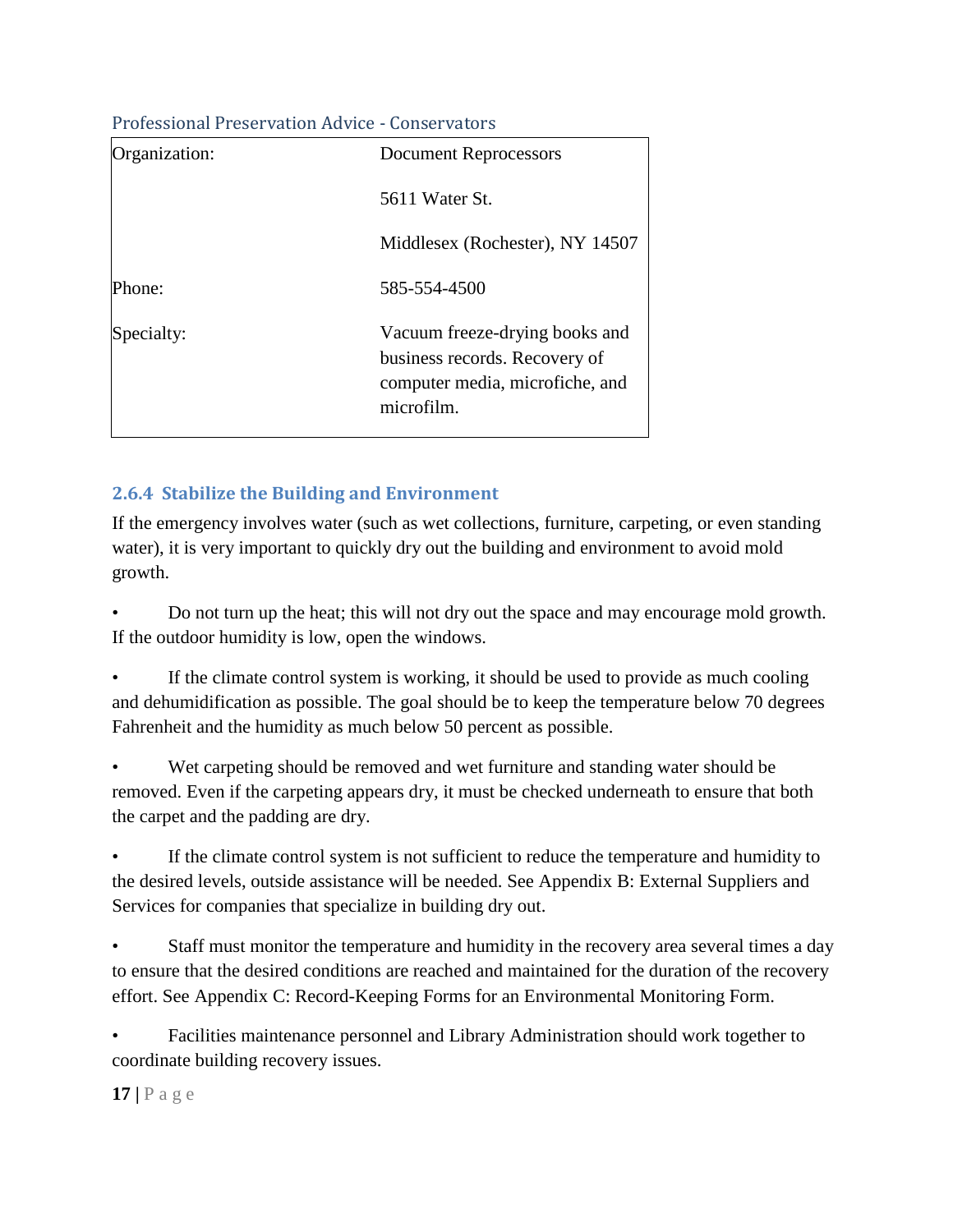Professional Preservation Advice - Conservators

| Organization: | Document Reprocessors<br><br>5611 Water St.<br><br>Middlesex (Rochester), NY 14507 |
| --- | --- |
| Phone: | 585-554-4500 |
| Specialty: | Vacuum freeze-drying books and business records. Recovery of computer media, microfiche, and microfilm. |

### 2.6.4 Stabilize the Building and Environment

If the emergency involves water (such as wet collections, furniture, carpeting, or even standing water), it is very important to quickly dry out the building and environment to avoid mold growth.

- Do not turn up the heat; this will not dry out the space and may encourage mold growth. If the outdoor humidity is low, open the windows.
- If the climate control system is working, it should be used to provide as much cooling and dehumidification as possible. The goal should be to keep the temperature below 70 degrees Fahrenheit and the humidity as much below 50 percent as possible.
- Wet carpeting should be removed and wet furniture and standing water should be removed. Even if the carpeting appears dry, it must be checked underneath to ensure that both the carpet and the padding are dry.
- If the climate control system is not sufficient to reduce the temperature and humidity to the desired levels, outside assistance will be needed. See Appendix B: External Suppliers and Services for companies that specialize in building dry out.
- Staff must monitor the temperature and humidity in the recovery area several times a day to ensure that the desired conditions are reached and maintained for the duration of the recovery effort. See Appendix C: Record-Keeping Forms for an Environmental Monitoring Form.
- Facilities maintenance personnel and Library Administration should work together to coordinate building recovery issues.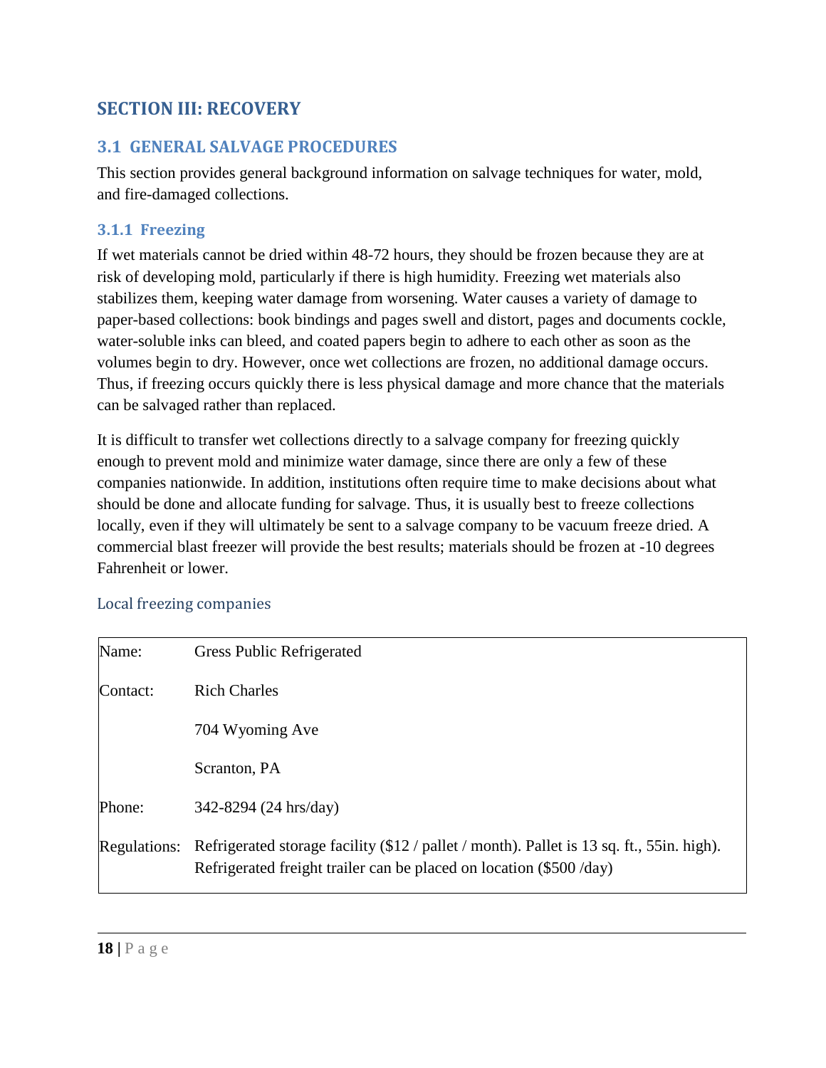## SECTION III: RECOVERY

### 3.1 GENERAL SALVAGE PROCEDURES

This section provides general background information on salvage techniques for water, mold, and fire-damaged collections.

#### 3.1.1 Freezing

If wet materials cannot be dried within 48-72 hours, they should be frozen because they are at risk of developing mold, particularly if there is high humidity. Freezing wet materials also stabilizes them, keeping water damage from worsening. Water causes a variety of damage to paper-based collections: book bindings and pages swell and distort, pages and documents cockle, water-soluble inks can bleed, and coated papers begin to adhere to each other as soon as the volumes begin to dry. However, once wet collections are frozen, no additional damage occurs. Thus, if freezing occurs quickly there is less physical damage and more chance that the materials can be salvaged rather than replaced.

It is difficult to transfer wet collections directly to a salvage company for freezing quickly enough to prevent mold and minimize water damage, since there are only a few of these companies nationwide. In addition, institutions often require time to make decisions about what should be done and allocate funding for salvage. Thus, it is usually best to freeze collections locally, even if they will ultimately be sent to a salvage company to be vacuum freeze dried. A commercial blast freezer will provide the best results; materials should be frozen at -10 degrees Fahrenheit or lower.

Local freezing companies

| | |
|---|---|
| Name: | Gress Public Refrigerated |
| Contact: | Rich Charles |
| | 704 Wyoming Ave |
| | Scranton, PA |
| Phone: | 342-8294 (24 hrs/day) |
| Regulations: | Refrigerated storage facility ($12 / pallet / month). Pallet is 13 sq. ft., 55in. high). Refrigerated freight trailer can be placed on location ($500 /day) |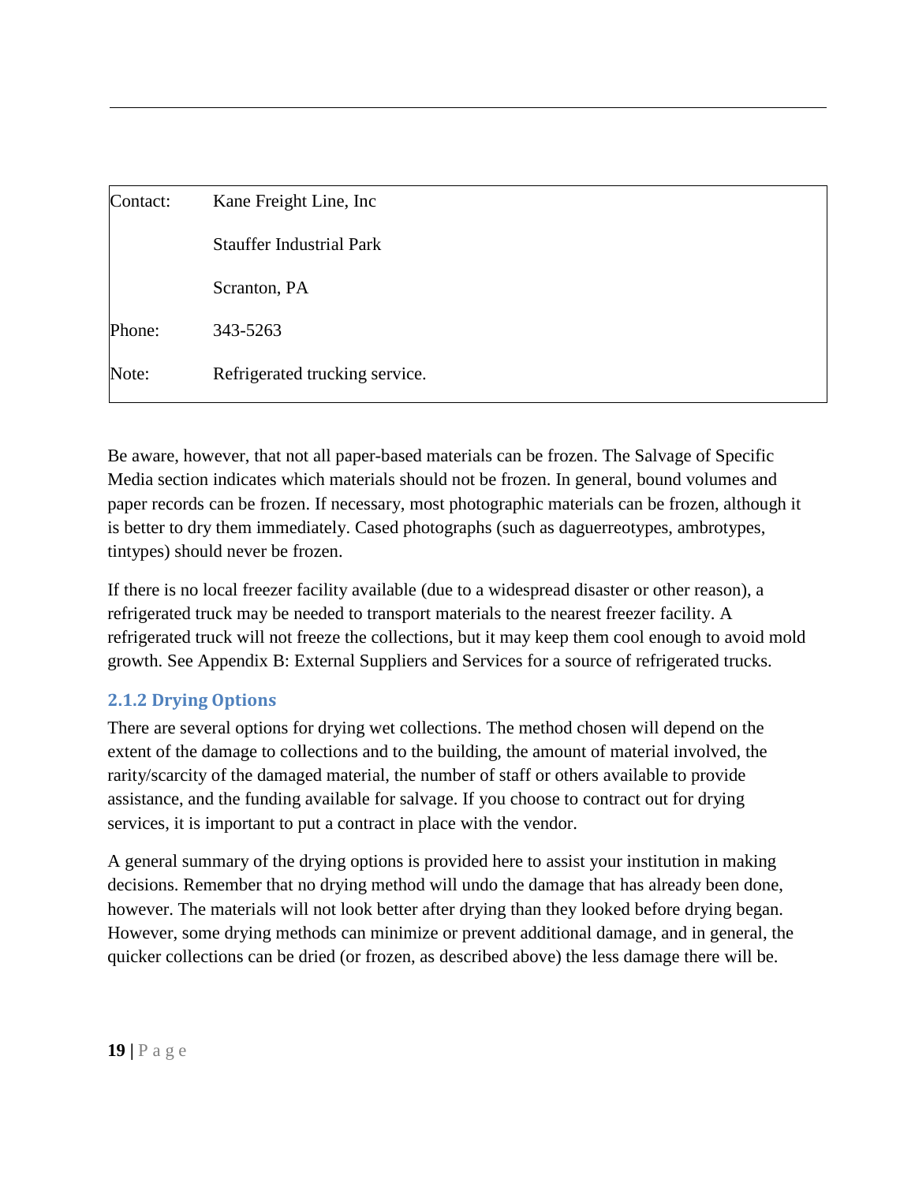| Contact: | Kane Freight Line, Inc |
|---|---|
| | Stauffer Industrial Park |
| | Scranton, PA |
| Phone: | 343-5263 |
| Note: | Refrigerated trucking service. |

Be aware, however, that not all paper-based materials can be frozen. The Salvage of Specific Media section indicates which materials should not be frozen. In general, bound volumes and paper records can be frozen. If necessary, most photographic materials can be frozen, although it is better to dry them immediately. Cased photographs (such as daguerreotypes, ambrotypes, tintypes) should never be frozen.

If there is no local freezer facility available (due to a widespread disaster or other reason), a refrigerated truck may be needed to transport materials to the nearest freezer facility. A refrigerated truck will not freeze the collections, but it may keep them cool enough to avoid mold growth. See Appendix B: External Suppliers and Services for a source of refrigerated trucks.

### 2.1.2 Drying Options

There are several options for drying wet collections. The method chosen will depend on the extent of the damage to collections and to the building, the amount of material involved, the rarity/scarcity of the damaged material, the number of staff or others available to provide assistance, and the funding available for salvage. If you choose to contract out for drying services, it is important to put a contract in place with the vendor.

A general summary of the drying options is provided here to assist your institution in making decisions. Remember that no drying method will undo the damage that has already been done, however. The materials will not look better after drying than they looked before drying began. However, some drying methods can minimize or prevent additional damage, and in general, the quicker collections can be dried (or frozen, as described above) the less damage there will be.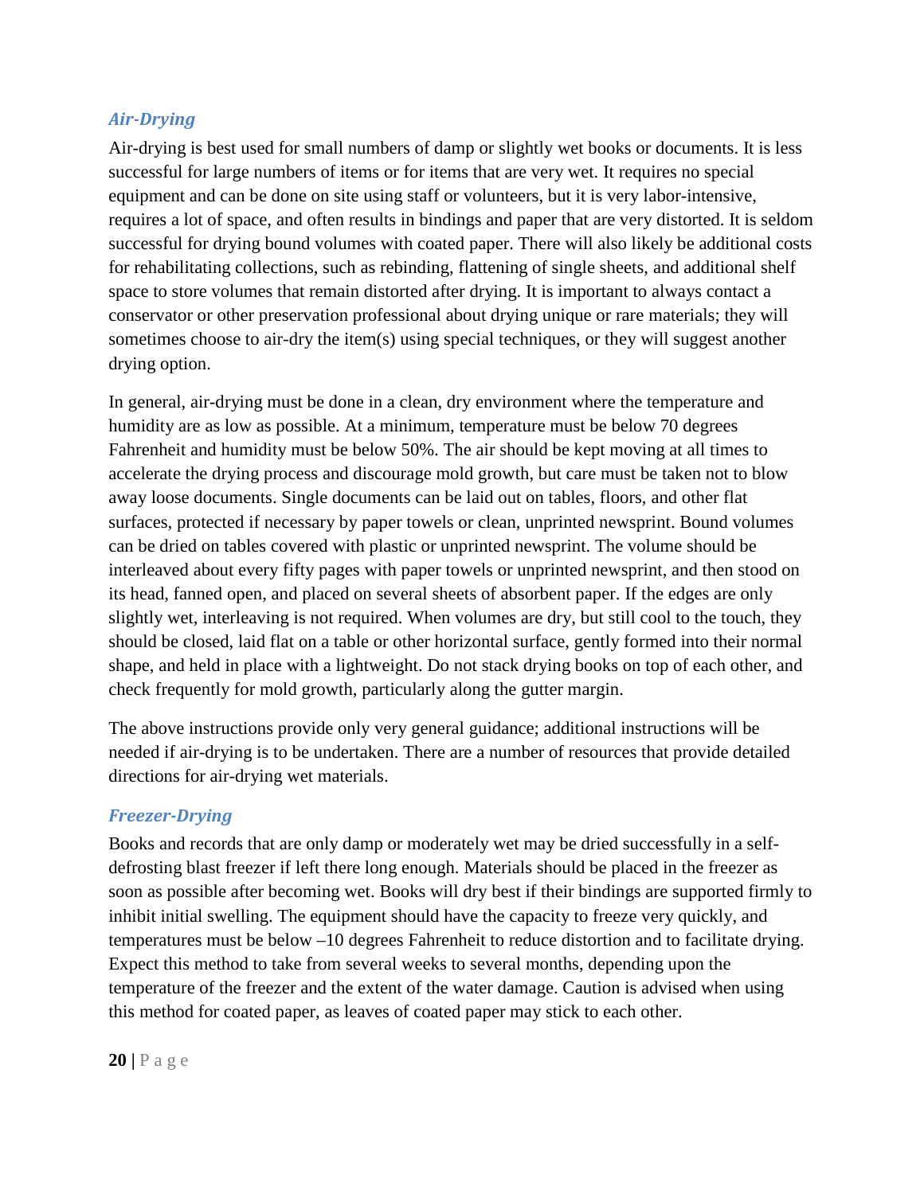### *Air-Drying*

Air-drying is best used for small numbers of damp or slightly wet books or documents. It is less successful for large numbers of items or for items that are very wet. It requires no special equipment and can be done on site using staff or volunteers, but it is very labor-intensive, requires a lot of space, and often results in bindings and paper that are very distorted. It is seldom successful for drying bound volumes with coated paper. There will also likely be additional costs for rehabilitating collections, such as rebinding, flattening of single sheets, and additional shelf space to store volumes that remain distorted after drying. It is important to always contact a conservator or other preservation professional about drying unique or rare materials; they will sometimes choose to air-dry the item(s) using special techniques, or they will suggest another drying option.

In general, air-drying must be done in a clean, dry environment where the temperature and humidity are as low as possible. At a minimum, temperature must be below 70 degrees Fahrenheit and humidity must be below 50%. The air should be kept moving at all times to accelerate the drying process and discourage mold growth, but care must be taken not to blow away loose documents. Single documents can be laid out on tables, floors, and other flat surfaces, protected if necessary by paper towels or clean, unprinted newsprint. Bound volumes can be dried on tables covered with plastic or unprinted newsprint. The volume should be interleaved about every fifty pages with paper towels or unprinted newsprint, and then stood on its head, fanned open, and placed on several sheets of absorbent paper. If the edges are only slightly wet, interleaving is not required. When volumes are dry, but still cool to the touch, they should be closed, laid flat on a table or other horizontal surface, gently formed into their normal shape, and held in place with a lightweight. Do not stack drying books on top of each other, and check frequently for mold growth, particularly along the gutter margin.

The above instructions provide only very general guidance; additional instructions will be needed if air-drying is to be undertaken. There are a number of resources that provide detailed directions for air-drying wet materials.

### *Freezer-Drying*

Books and records that are only damp or moderately wet may be dried successfully in a self-defrosting blast freezer if left there long enough. Materials should be placed in the freezer as soon as possible after becoming wet. Books will dry best if their bindings are supported firmly to inhibit initial swelling. The equipment should have the capacity to freeze very quickly, and temperatures must be below –10 degrees Fahrenheit to reduce distortion and to facilitate drying. Expect this method to take from several weeks to several months, depending upon the temperature of the freezer and the extent of the water damage. Caution is advised when using this method for coated paper, as leaves of coated paper may stick to each other.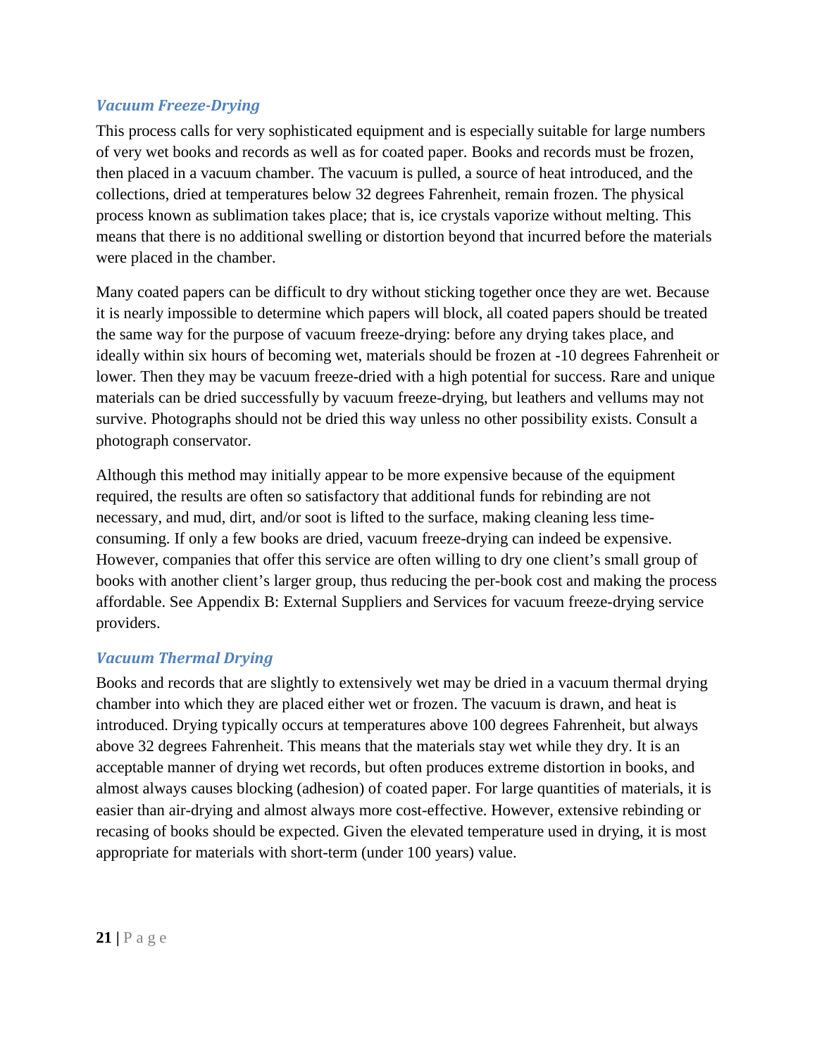### *Vacuum Freeze-Drying*

This process calls for very sophisticated equipment and is especially suitable for large numbers of very wet books and records as well as for coated paper. Books and records must be frozen, then placed in a vacuum chamber. The vacuum is pulled, a source of heat introduced, and the collections, dried at temperatures below 32 degrees Fahrenheit, remain frozen. The physical process known as sublimation takes place; that is, ice crystals vaporize without melting. This means that there is no additional swelling or distortion beyond that incurred before the materials were placed in the chamber.

Many coated papers can be difficult to dry without sticking together once they are wet. Because it is nearly impossible to determine which papers will block, all coated papers should be treated the same way for the purpose of vacuum freeze-drying: before any drying takes place, and ideally within six hours of becoming wet, materials should be frozen at -10 degrees Fahrenheit or lower. Then they may be vacuum freeze-dried with a high potential for success. Rare and unique materials can be dried successfully by vacuum freeze-drying, but leathers and vellums may not survive. Photographs should not be dried this way unless no other possibility exists. Consult a photograph conservator.

Although this method may initially appear to be more expensive because of the equipment required, the results are often so satisfactory that additional funds for rebinding are not necessary, and mud, dirt, and/or soot is lifted to the surface, making cleaning less time-consuming. If only a few books are dried, vacuum freeze-drying can indeed be expensive. However, companies that offer this service are often willing to dry one client's small group of books with another client's larger group, thus reducing the per-book cost and making the process affordable. See Appendix B: External Suppliers and Services for vacuum freeze-drying service providers.

### *Vacuum Thermal Drying*

Books and records that are slightly to extensively wet may be dried in a vacuum thermal drying chamber into which they are placed either wet or frozen. The vacuum is drawn, and heat is introduced. Drying typically occurs at temperatures above 100 degrees Fahrenheit, but always above 32 degrees Fahrenheit. This means that the materials stay wet while they dry. It is an acceptable manner of drying wet records, but often produces extreme distortion in books, and almost always causes blocking (adhesion) of coated paper. For large quantities of materials, it is easier than air-drying and almost always more cost-effective. However, extensive rebinding or recasing of books should be expected. Given the elevated temperature used in drying, it is most appropriate for materials with short-term (under 100 years) value.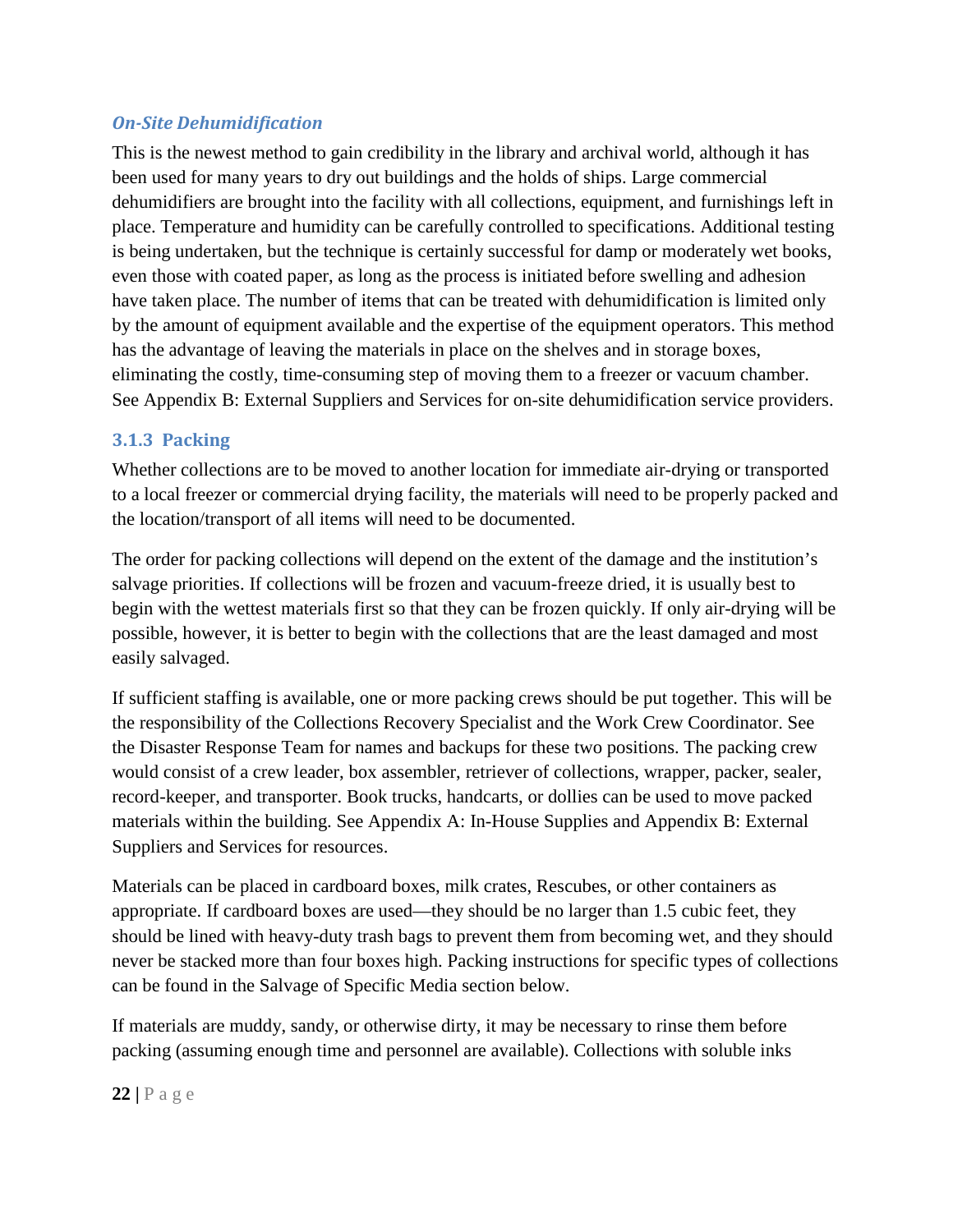#### *On-Site Dehumidification*

This is the newest method to gain credibility in the library and archival world, although it has been used for many years to dry out buildings and the holds of ships. Large commercial dehumidifiers are brought into the facility with all collections, equipment, and furnishings left in place. Temperature and humidity can be carefully controlled to specifications. Additional testing is being undertaken, but the technique is certainly successful for damp or moderately wet books, even those with coated paper, as long as the process is initiated before swelling and adhesion have taken place. The number of items that can be treated with dehumidification is limited only by the amount of equipment available and the expertise of the equipment operators. This method has the advantage of leaving the materials in place on the shelves and in storage boxes, eliminating the costly, time-consuming step of moving them to a freezer or vacuum chamber. See Appendix B: External Suppliers and Services for on-site dehumidification service providers.

### 3.1.3 Packing

Whether collections are to be moved to another location for immediate air-drying or transported to a local freezer or commercial drying facility, the materials will need to be properly packed and the location/transport of all items will need to be documented.

The order for packing collections will depend on the extent of the damage and the institution's salvage priorities. If collections will be frozen and vacuum-freeze dried, it is usually best to begin with the wettest materials first so that they can be frozen quickly. If only air-drying will be possible, however, it is better to begin with the collections that are the least damaged and most easily salvaged.

If sufficient staffing is available, one or more packing crews should be put together. This will be the responsibility of the Collections Recovery Specialist and the Work Crew Coordinator. See the Disaster Response Team for names and backups for these two positions. The packing crew would consist of a crew leader, box assembler, retriever of collections, wrapper, packer, sealer, record-keeper, and transporter. Book trucks, handcarts, or dollies can be used to move packed materials within the building. See Appendix A: In-House Supplies and Appendix B: External Suppliers and Services for resources.

Materials can be placed in cardboard boxes, milk crates, Rescubes, or other containers as appropriate. If cardboard boxes are used—they should be no larger than 1.5 cubic feet, they should be lined with heavy-duty trash bags to prevent them from becoming wet, and they should never be stacked more than four boxes high. Packing instructions for specific types of collections can be found in the Salvage of Specific Media section below.

If materials are muddy, sandy, or otherwise dirty, it may be necessary to rinse them before packing (assuming enough time and personnel are available). Collections with soluble inks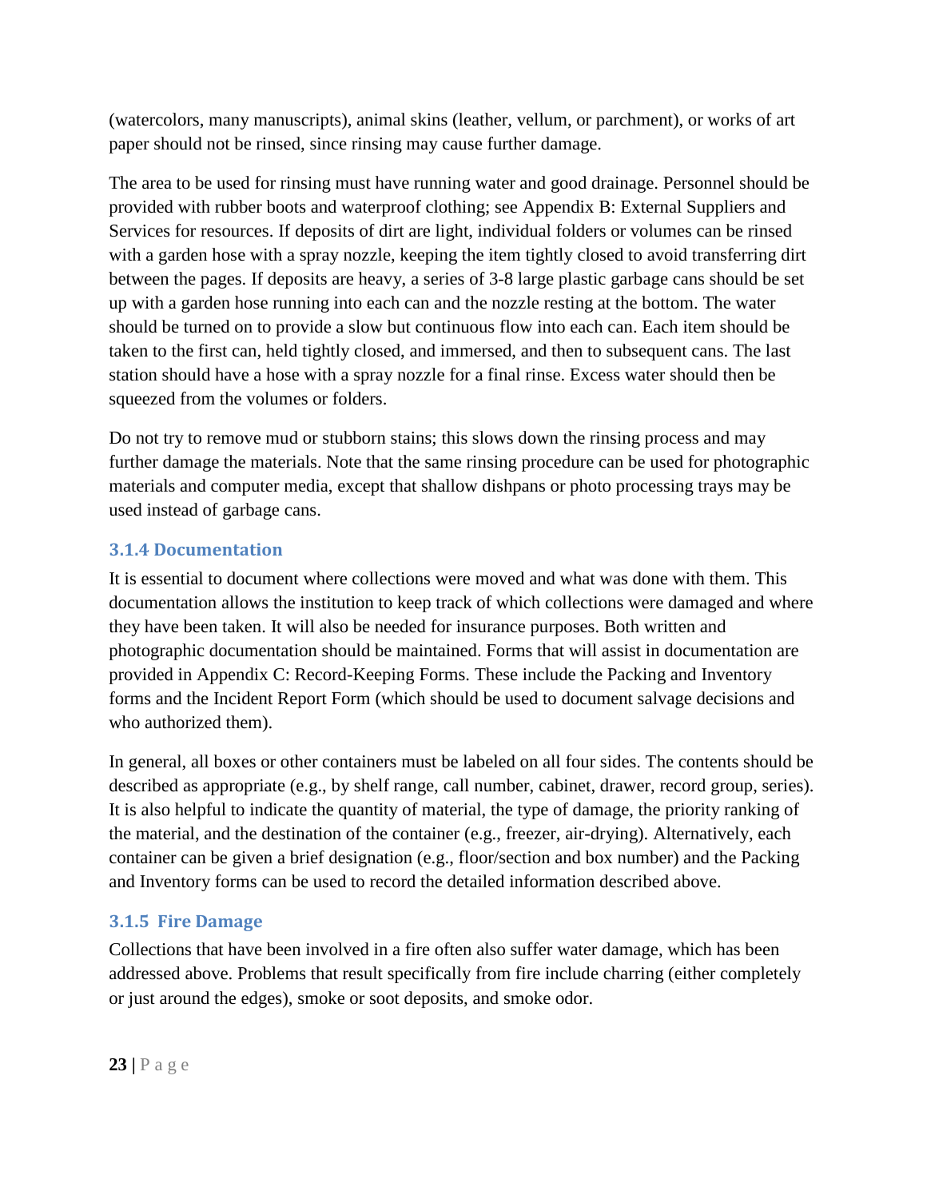(watercolors, many manuscripts), animal skins (leather, vellum, or parchment), or works of art paper should not be rinsed, since rinsing may cause further damage.

The area to be used for rinsing must have running water and good drainage. Personnel should be provided with rubber boots and waterproof clothing; see Appendix B: External Suppliers and Services for resources. If deposits of dirt are light, individual folders or volumes can be rinsed with a garden hose with a spray nozzle, keeping the item tightly closed to avoid transferring dirt between the pages. If deposits are heavy, a series of 3-8 large plastic garbage cans should be set up with a garden hose running into each can and the nozzle resting at the bottom. The water should be turned on to provide a slow but continuous flow into each can. Each item should be taken to the first can, held tightly closed, and immersed, and then to subsequent cans. The last station should have a hose with a spray nozzle for a final rinse. Excess water should then be squeezed from the volumes or folders.

Do not try to remove mud or stubborn stains; this slows down the rinsing process and may further damage the materials. Note that the same rinsing procedure can be used for photographic materials and computer media, except that shallow dishpans or photo processing trays may be used instead of garbage cans.

### 3.1.4 Documentation

It is essential to document where collections were moved and what was done with them. This documentation allows the institution to keep track of which collections were damaged and where they have been taken. It will also be needed for insurance purposes. Both written and photographic documentation should be maintained. Forms that will assist in documentation are provided in Appendix C: Record-Keeping Forms. These include the Packing and Inventory forms and the Incident Report Form (which should be used to document salvage decisions and who authorized them).

In general, all boxes or other containers must be labeled on all four sides. The contents should be described as appropriate (e.g., by shelf range, call number, cabinet, drawer, record group, series). It is also helpful to indicate the quantity of material, the type of damage, the priority ranking of the material, and the destination of the container (e.g., freezer, air-drying). Alternatively, each container can be given a brief designation (e.g., floor/section and box number) and the Packing and Inventory forms can be used to record the detailed information described above.

### 3.1.5 Fire Damage

Collections that have been involved in a fire often also suffer water damage, which has been addressed above. Problems that result specifically from fire include charring (either completely or just around the edges), smoke or soot deposits, and smoke odor.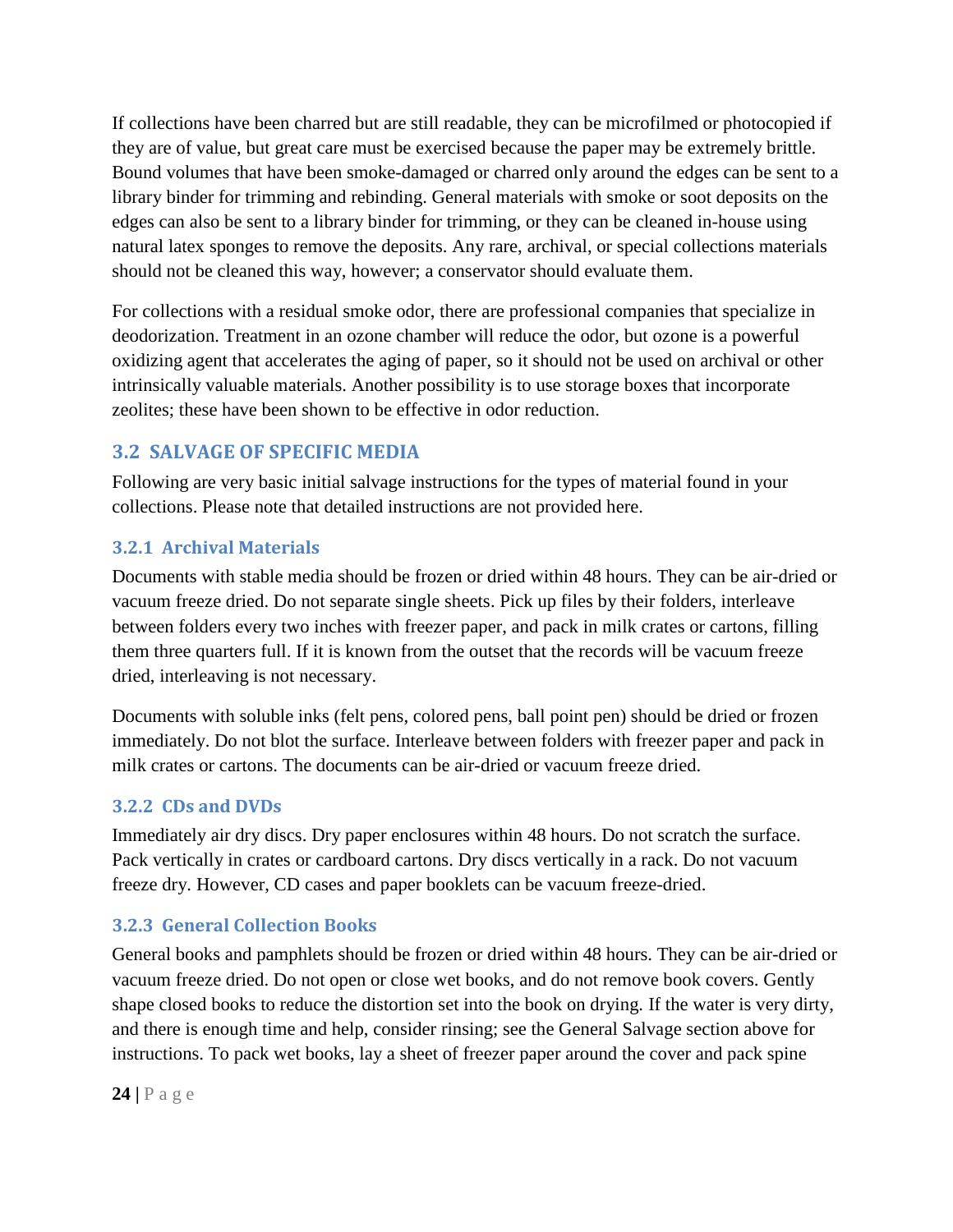If collections have been charred but are still readable, they can be microfilmed or photocopied if they are of value, but great care must be exercised because the paper may be extremely brittle. Bound volumes that have been smoke-damaged or charred only around the edges can be sent to a library binder for trimming and rebinding. General materials with smoke or soot deposits on the edges can also be sent to a library binder for trimming, or they can be cleaned in-house using natural latex sponges to remove the deposits. Any rare, archival, or special collections materials should not be cleaned this way, however; a conservator should evaluate them.

For collections with a residual smoke odor, there are professional companies that specialize in deodorization. Treatment in an ozone chamber will reduce the odor, but ozone is a powerful oxidizing agent that accelerates the aging of paper, so it should not be used on archival or other intrinsically valuable materials. Another possibility is to use storage boxes that incorporate zeolites; these have been shown to be effective in odor reduction.

## 3.2 SALVAGE OF SPECIFIC MEDIA

Following are very basic initial salvage instructions for the types of material found in your collections. Please note that detailed instructions are not provided here.

### 3.2.1 Archival Materials

Documents with stable media should be frozen or dried within 48 hours. They can be air-dried or vacuum freeze dried. Do not separate single sheets. Pick up files by their folders, interleave between folders every two inches with freezer paper, and pack in milk crates or cartons, filling them three quarters full. If it is known from the outset that the records will be vacuum freeze dried, interleaving is not necessary.

Documents with soluble inks (felt pens, colored pens, ball point pen) should be dried or frozen immediately. Do not blot the surface. Interleave between folders with freezer paper and pack in milk crates or cartons. The documents can be air-dried or vacuum freeze dried.

### 3.2.2 CDs and DVDs

Immediately air dry discs. Dry paper enclosures within 48 hours. Do not scratch the surface. Pack vertically in crates or cardboard cartons. Dry discs vertically in a rack. Do not vacuum freeze dry. However, CD cases and paper booklets can be vacuum freeze-dried.

### 3.2.3 General Collection Books

General books and pamphlets should be frozen or dried within 48 hours. They can be air-dried or vacuum freeze dried. Do not open or close wet books, and do not remove book covers. Gently shape closed books to reduce the distortion set into the book on drying. If the water is very dirty, and there is enough time and help, consider rinsing; see the General Salvage section above for instructions. To pack wet books, lay a sheet of freezer paper around the cover and pack spine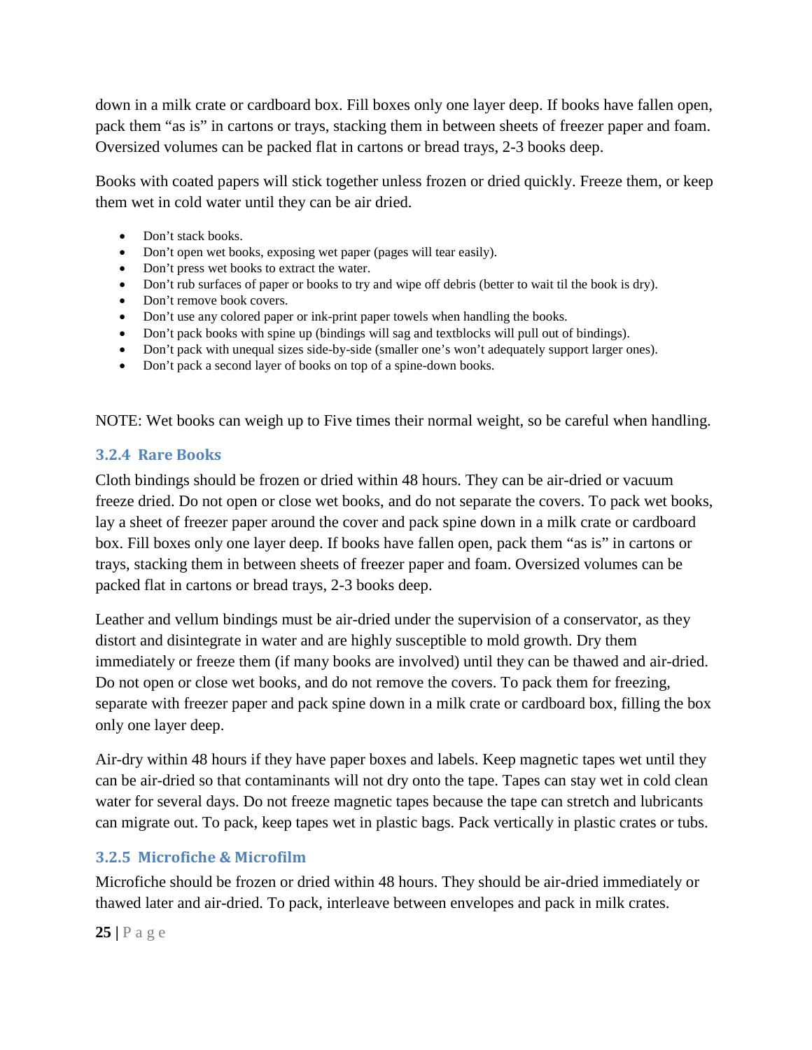down in a milk crate or cardboard box. Fill boxes only one layer deep. If books have fallen open, pack them "as is" in cartons or trays, stacking them in between sheets of freezer paper and foam. Oversized volumes can be packed flat in cartons or bread trays, 2-3 books deep.

Books with coated papers will stick together unless frozen or dried quickly. Freeze them, or keep them wet in cold water until they can be air dried.

- Don't stack books.
- Don't open wet books, exposing wet paper (pages will tear easily).
- Don't press wet books to extract the water.
- Don't rub surfaces of paper or books to try and wipe off debris (better to wait til the book is dry).
- Don't remove book covers.
- Don't use any colored paper or ink-print paper towels when handling the books.
- Don't pack books with spine up (bindings will sag and textblocks will pull out of bindings).
- Don't pack with unequal sizes side-by-side (smaller one's won't adequately support larger ones).
- Don't pack a second layer of books on top of a spine-down books.

NOTE: Wet books can weigh up to Five times their normal weight, so be careful when handling.

### 3.2.4 Rare Books

Cloth bindings should be frozen or dried within 48 hours. They can be air-dried or vacuum freeze dried. Do not open or close wet books, and do not separate the covers. To pack wet books, lay a sheet of freezer paper around the cover and pack spine down in a milk crate or cardboard box. Fill boxes only one layer deep. If books have fallen open, pack them "as is" in cartons or trays, stacking them in between sheets of freezer paper and foam. Oversized volumes can be packed flat in cartons or bread trays, 2-3 books deep.

Leather and vellum bindings must be air-dried under the supervision of a conservator, as they distort and disintegrate in water and are highly susceptible to mold growth. Dry them immediately or freeze them (if many books are involved) until they can be thawed and air-dried. Do not open or close wet books, and do not remove the covers. To pack them for freezing, separate with freezer paper and pack spine down in a milk crate or cardboard box, filling the box only one layer deep.

Air-dry within 48 hours if they have paper boxes and labels. Keep magnetic tapes wet until they can be air-dried so that contaminants will not dry onto the tape. Tapes can stay wet in cold clean water for several days. Do not freeze magnetic tapes because the tape can stretch and lubricants can migrate out. To pack, keep tapes wet in plastic bags. Pack vertically in plastic crates or tubs.

### 3.2.5 Microfiche & Microfilm

Microfiche should be frozen or dried within 48 hours. They should be air-dried immediately or thawed later and air-dried. To pack, interleave between envelopes and pack in milk crates.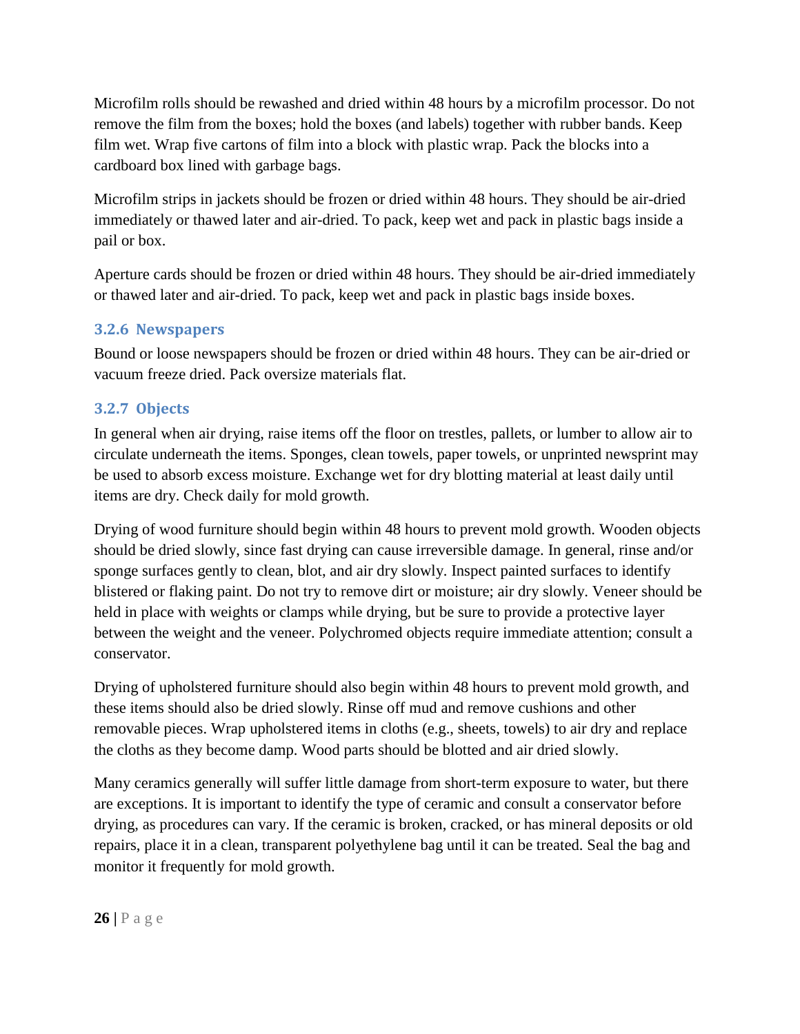Microfilm rolls should be rewashed and dried within 48 hours by a microfilm processor. Do not remove the film from the boxes; hold the boxes (and labels) together with rubber bands. Keep film wet. Wrap five cartons of film into a block with plastic wrap. Pack the blocks into a cardboard box lined with garbage bags.

Microfilm strips in jackets should be frozen or dried within 48 hours. They should be air-dried immediately or thawed later and air-dried. To pack, keep wet and pack in plastic bags inside a pail or box.

Aperture cards should be frozen or dried within 48 hours. They should be air-dried immediately or thawed later and air-dried. To pack, keep wet and pack in plastic bags inside boxes.

### 3.2.6 Newspapers

Bound or loose newspapers should be frozen or dried within 48 hours. They can be air-dried or vacuum freeze dried. Pack oversize materials flat.

### 3.2.7 Objects

In general when air drying, raise items off the floor on trestles, pallets, or lumber to allow air to circulate underneath the items. Sponges, clean towels, paper towels, or unprinted newsprint may be used to absorb excess moisture. Exchange wet for dry blotting material at least daily until items are dry. Check daily for mold growth.

Drying of wood furniture should begin within 48 hours to prevent mold growth. Wooden objects should be dried slowly, since fast drying can cause irreversible damage. In general, rinse and/or sponge surfaces gently to clean, blot, and air dry slowly. Inspect painted surfaces to identify blistered or flaking paint. Do not try to remove dirt or moisture; air dry slowly. Veneer should be held in place with weights or clamps while drying, but be sure to provide a protective layer between the weight and the veneer. Polychromed objects require immediate attention; consult a conservator.

Drying of upholstered furniture should also begin within 48 hours to prevent mold growth, and these items should also be dried slowly. Rinse off mud and remove cushions and other removable pieces. Wrap upholstered items in cloths (e.g., sheets, towels) to air dry and replace the cloths as they become damp. Wood parts should be blotted and air dried slowly.

Many ceramics generally will suffer little damage from short-term exposure to water, but there are exceptions. It is important to identify the type of ceramic and consult a conservator before drying, as procedures can vary. If the ceramic is broken, cracked, or has mineral deposits or old repairs, place it in a clean, transparent polyethylene bag until it can be treated. Seal the bag and monitor it frequently for mold growth.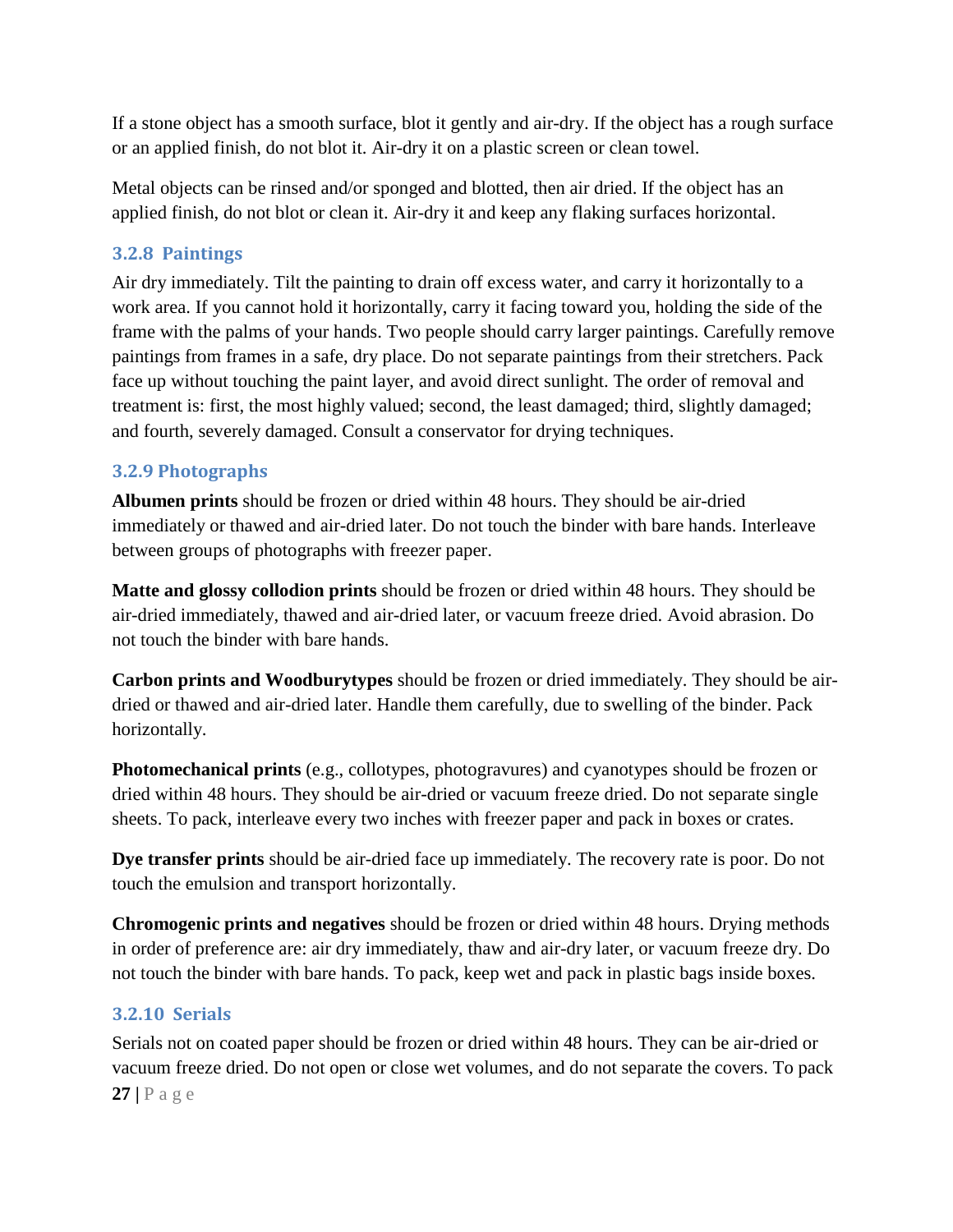If a stone object has a smooth surface, blot it gently and air-dry. If the object has a rough surface or an applied finish, do not blot it. Air-dry it on a plastic screen or clean towel.

Metal objects can be rinsed and/or sponged and blotted, then air dried. If the object has an applied finish, do not blot or clean it. Air-dry it and keep any flaking surfaces horizontal.

### 3.2.8 Paintings

Air dry immediately. Tilt the painting to drain off excess water, and carry it horizontally to a work area. If you cannot hold it horizontally, carry it facing toward you, holding the side of the frame with the palms of your hands. Two people should carry larger paintings. Carefully remove paintings from frames in a safe, dry place. Do not separate paintings from their stretchers. Pack face up without touching the paint layer, and avoid direct sunlight. The order of removal and treatment is: first, the most highly valued; second, the least damaged; third, slightly damaged; and fourth, severely damaged. Consult a conservator for drying techniques.

### 3.2.9 Photographs

**Albumen prints** should be frozen or dried within 48 hours. They should be air-dried immediately or thawed and air-dried later. Do not touch the binder with bare hands. Interleave between groups of photographs with freezer paper.

**Matte and glossy collodion prints** should be frozen or dried within 48 hours. They should be air-dried immediately, thawed and air-dried later, or vacuum freeze dried. Avoid abrasion. Do not touch the binder with bare hands.

**Carbon prints and Woodburytypes** should be frozen or dried immediately. They should be air-dried or thawed and air-dried later. Handle them carefully, due to swelling of the binder. Pack horizontally.

**Photomechanical prints** (e.g., collotypes, photogravures) and cyanotypes should be frozen or dried within 48 hours. They should be air-dried or vacuum freeze dried. Do not separate single sheets. To pack, interleave every two inches with freezer paper and pack in boxes or crates.

**Dye transfer prints** should be air-dried face up immediately. The recovery rate is poor. Do not touch the emulsion and transport horizontally.

**Chromogenic prints and negatives** should be frozen or dried within 48 hours. Drying methods in order of preference are: air dry immediately, thaw and air-dry later, or vacuum freeze dry. Do not touch the binder with bare hands. To pack, keep wet and pack in plastic bags inside boxes.

### 3.2.10 Serials

Serials not on coated paper should be frozen or dried within 48 hours. They can be air-dried or vacuum freeze dried. Do not open or close wet volumes, and do not separate the covers. To pack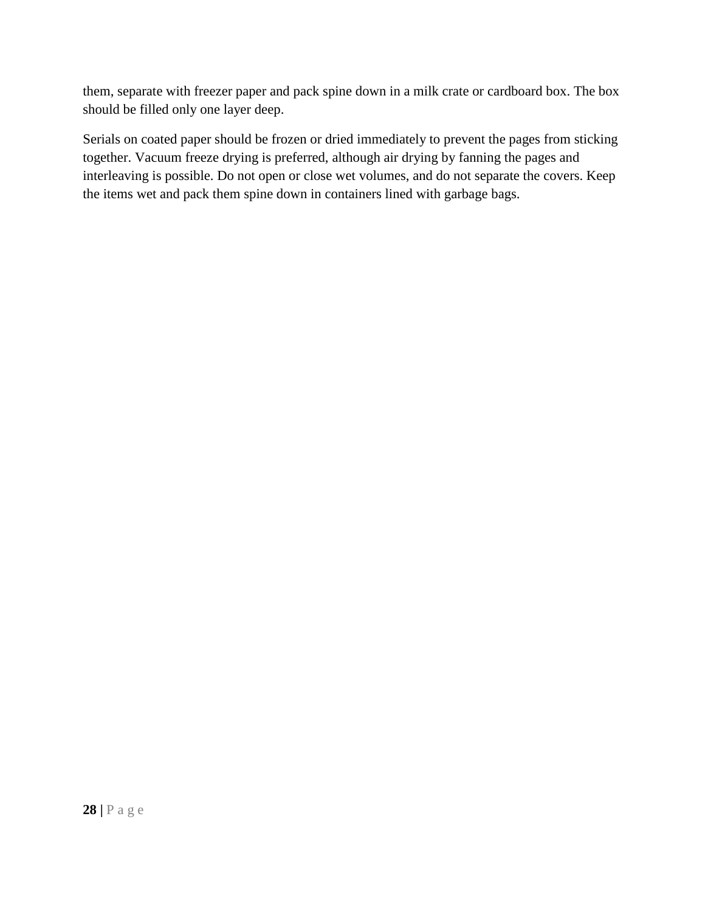them, separate with freezer paper and pack spine down in a milk crate or cardboard box. The box should be filled only one layer deep.

Serials on coated paper should be frozen or dried immediately to prevent the pages from sticking together. Vacuum freeze drying is preferred, although air drying by fanning the pages and interleaving is possible. Do not open or close wet volumes, and do not separate the covers. Keep the items wet and pack them spine down in containers lined with garbage bags.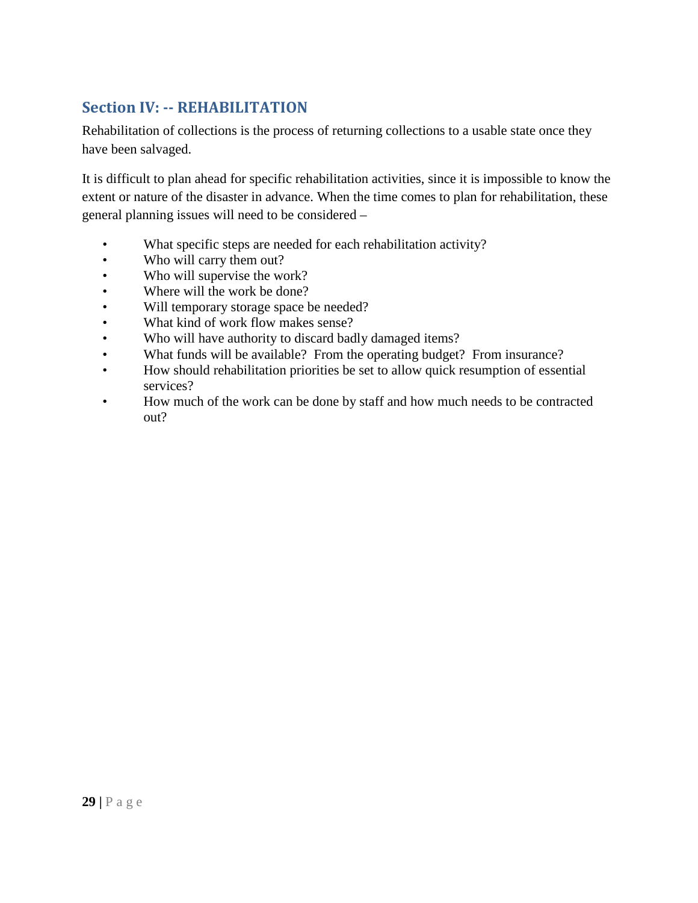## Section IV: -- REHABILITATION

Rehabilitation of collections is the process of returning collections to a usable state once they have been salvaged.

It is difficult to plan ahead for specific rehabilitation activities, since it is impossible to know the extent or nature of the disaster in advance. When the time comes to plan for rehabilitation, these general planning issues will need to be considered –

- What specific steps are needed for each rehabilitation activity?
- Who will carry them out?
- Who will supervise the work?
- Where will the work be done?
- Will temporary storage space be needed?
- What kind of work flow makes sense?
- Who will have authority to discard badly damaged items?
- What funds will be available? From the operating budget? From insurance?
- How should rehabilitation priorities be set to allow quick resumption of essential services?
- How much of the work can be done by staff and how much needs to be contracted out?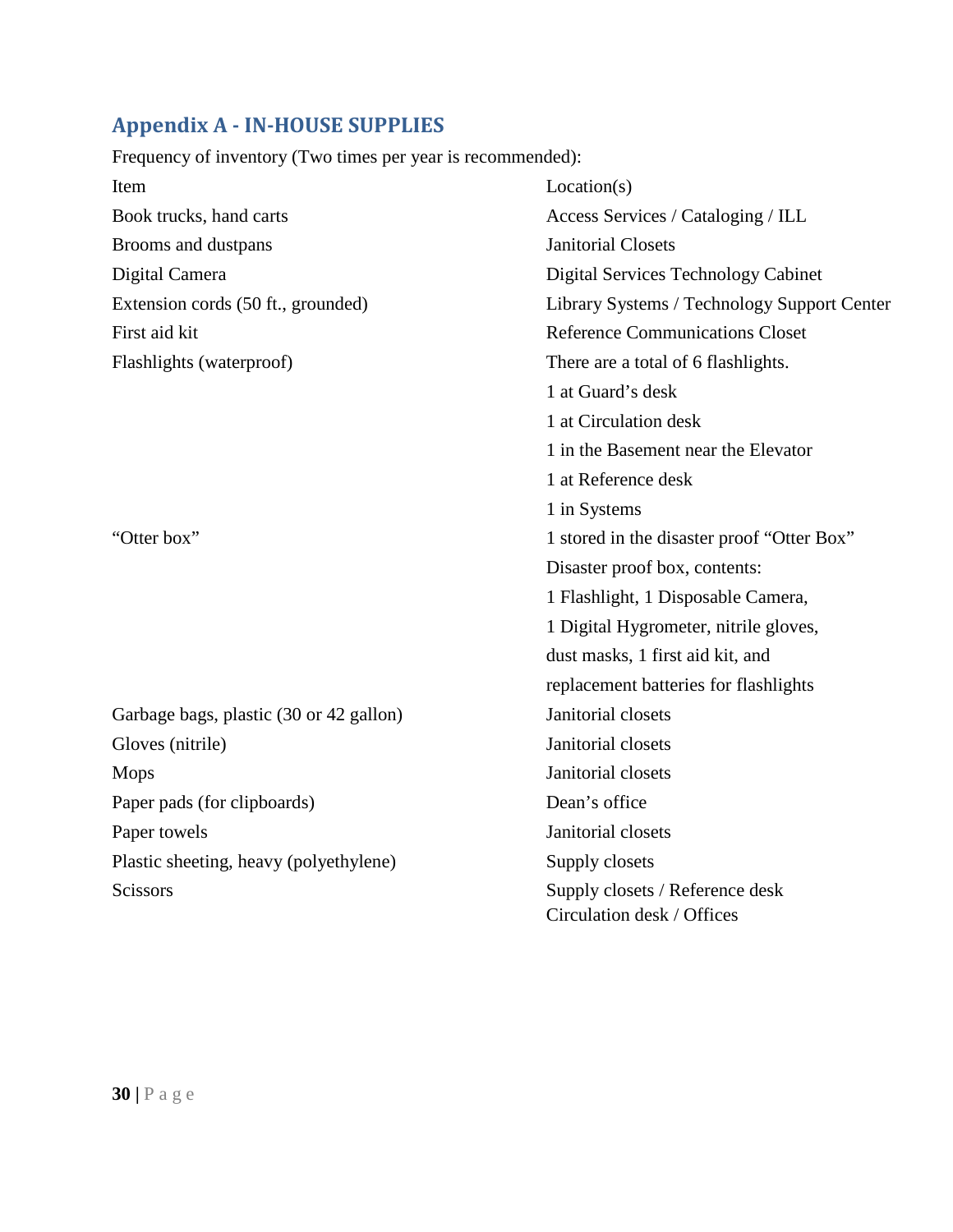## Appendix A - IN-HOUSE SUPPLIES

Frequency of inventory (Two times per year is recommended):

| Item | Location(s) |
|---|---|
| Book trucks, hand carts | Access Services / Cataloging / ILL |
| Brooms and dustpans | Janitorial Closets |
| Digital Camera | Digital Services Technology Cabinet |
| Extension cords (50 ft., grounded) | Library Systems / Technology Support Center |
| First aid kit | Reference Communications Closet |
| Flashlights (waterproof) | There are a total of 6 flashlights.<br>1 at Guard's desk<br>1 at Circulation desk<br>1 in the Basement near the Elevator<br>1 at Reference desk<br>1 in Systems<br>1 stored in the disaster proof "Otter Box" |
| "Otter box" | Disaster proof box, contents:<br>1 Flashlight, 1 Disposable Camera,<br>1 Digital Hygrometer, nitrile gloves,<br>dust masks, 1 first aid kit, and<br>replacement batteries for flashlights |
| Garbage bags, plastic (30 or 42 gallon) | Janitorial closets |
| Gloves (nitrile) | Janitorial closets |
| Mops | Janitorial closets |
| Paper pads (for clipboards) | Dean's office |
| Paper towels | Janitorial closets |
| Plastic sheeting, heavy (polyethylene) | Supply closets |
| Scissors | Supply closets / Reference desk<br>Circulation desk / Offices |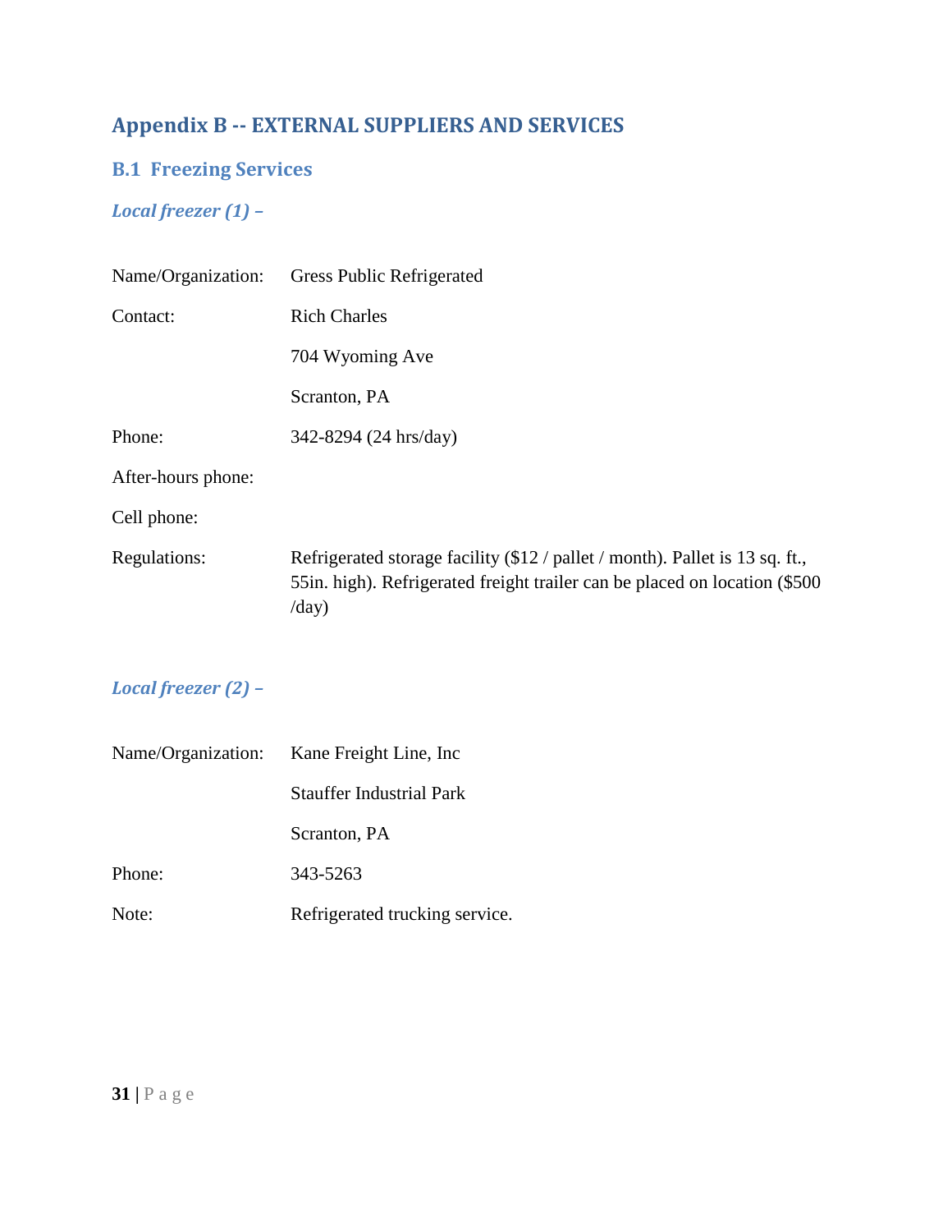# Appendix B -- EXTERNAL SUPPLIERS AND SERVICES

## B.1 Freezing Services

### *Local freezer (1) –*

| | |
|---|---|
| Name/Organization: | Gress Public Refrigerated |
| Contact: | Rich Charles |
| | 704 Wyoming Ave |
| | Scranton, PA |
| Phone: | 342-8294 (24 hrs/day) |
| After-hours phone: | |
| Cell phone: | |
| Regulations: | Refrigerated storage facility ($12 / pallet / month). Pallet is 13 sq. ft., 55in. high). Refrigerated freight trailer can be placed on location ($500 /day) |

### *Local freezer (2) –*

| | |
|---|---|
| Name/Organization: | Kane Freight Line, Inc |
| | Stauffer Industrial Park |
| | Scranton, PA |
| Phone: | 343-5263 |
| Note: | Refrigerated trucking service. |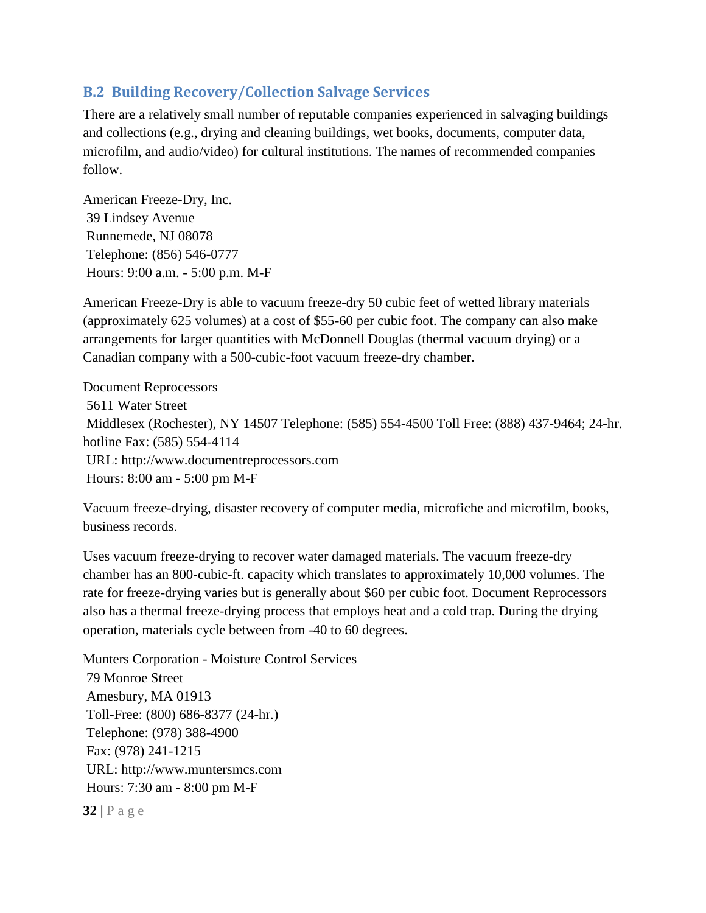## B.2 Building Recovery/Collection Salvage Services

There are a relatively small number of reputable companies experienced in salvaging buildings and collections (e.g., drying and cleaning buildings, wet books, documents, computer data, microfilm, and audio/video) for cultural institutions. The names of recommended companies follow.

American Freeze-Dry, Inc.
39 Lindsey Avenue
Runnemede, NJ 08078
Telephone: (856) 546-0777
Hours: 9:00 a.m. - 5:00 p.m. M-F

American Freeze-Dry is able to vacuum freeze-dry 50 cubic feet of wetted library materials (approximately 625 volumes) at a cost of $55-60 per cubic foot. The company can also make arrangements for larger quantities with McDonnell Douglas (thermal vacuum drying) or a Canadian company with a 500-cubic-foot vacuum freeze-dry chamber.

Document Reprocessors
5611 Water Street
Middlesex (Rochester), NY 14507 Telephone: (585) 554-4500 Toll Free: (888) 437-9464; 24-hr. hotline Fax: (585) 554-4114
URL: http://www.documentreprocessors.com
Hours: 8:00 am - 5:00 pm M-F

Vacuum freeze-drying, disaster recovery of computer media, microfiche and microfilm, books, business records.

Uses vacuum freeze-drying to recover water damaged materials. The vacuum freeze-dry chamber has an 800-cubic-ft. capacity which translates to approximately 10,000 volumes. The rate for freeze-drying varies but is generally about $60 per cubic foot. Document Reprocessors also has a thermal freeze-drying process that employs heat and a cold trap. During the drying operation, materials cycle between from -40 to 60 degrees.

Munters Corporation - Moisture Control Services
79 Monroe Street
Amesbury, MA 01913
Toll-Free: (800) 686-8377 (24-hr.)
Telephone: (978) 388-4900
Fax: (978) 241-1215
URL: http://www.muntersmcs.com
Hours: 7:30 am - 8:00 pm M-F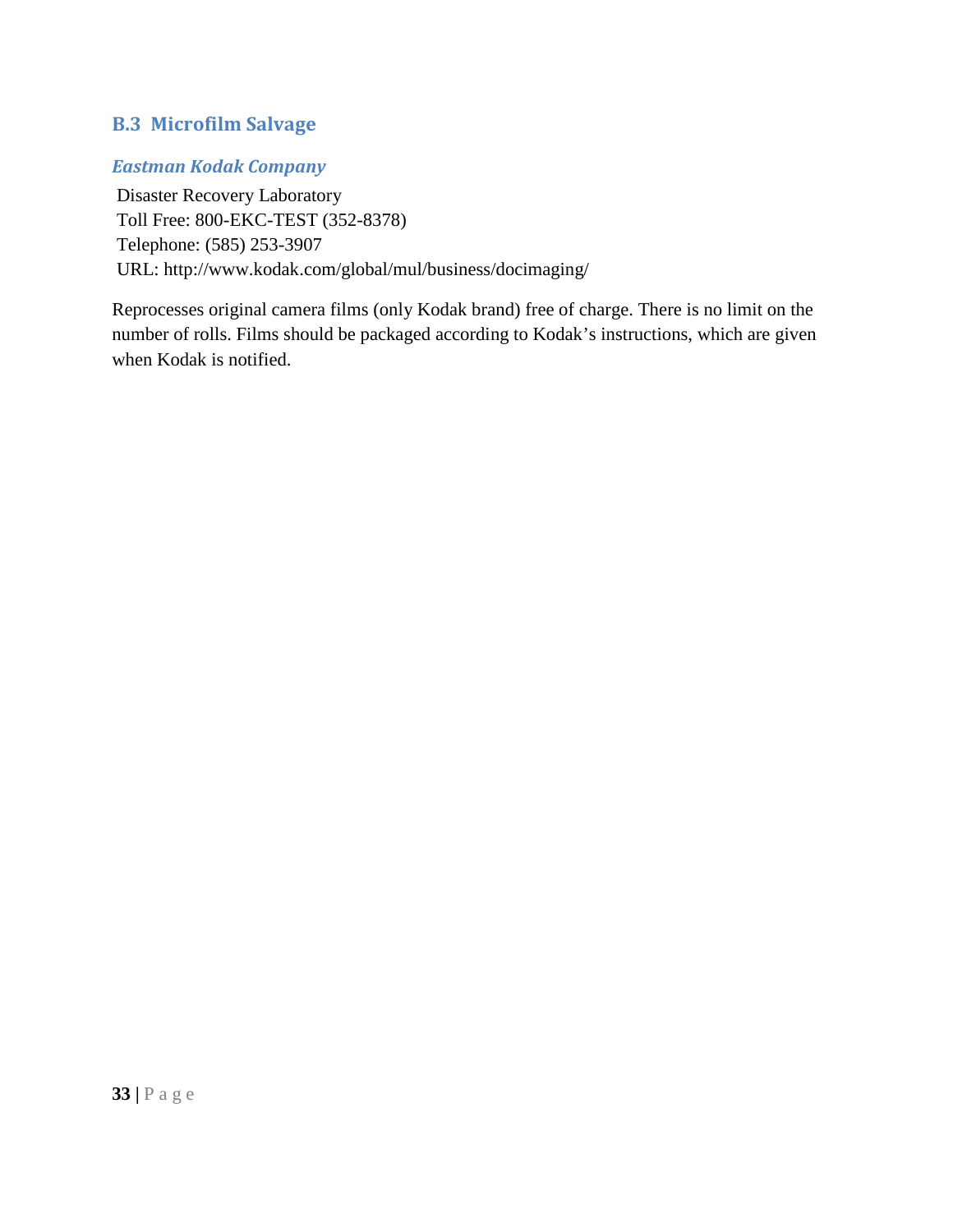## B.3 Microfilm Salvage

### *Eastman Kodak Company*

Disaster Recovery Laboratory
Toll Free: 800-EKC-TEST (352-8378)
Telephone: (585) 253-3907
URL: http://www.kodak.com/global/mul/business/docimaging/

Reprocesses original camera films (only Kodak brand) free of charge. There is no limit on the number of rolls. Films should be packaged according to Kodak's instructions, which are given when Kodak is notified.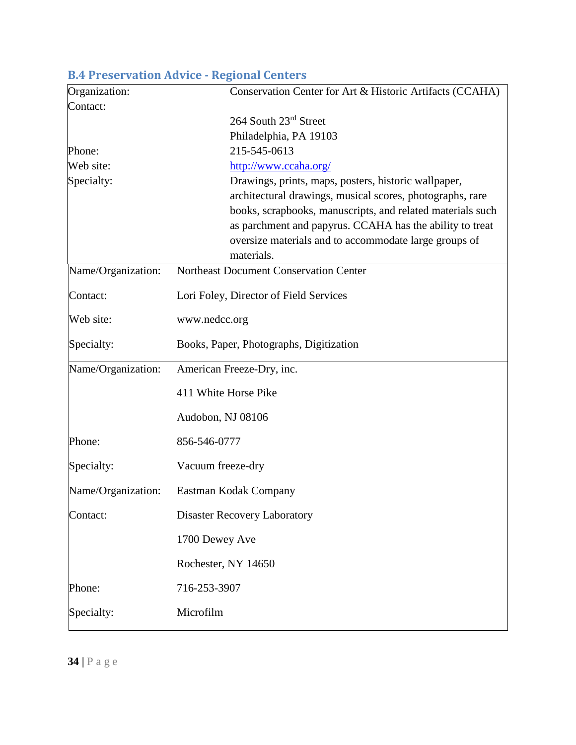## B.4 Preservation Advice - Regional Centers

| Organization: | Conservation Center for Art & Historic Artifacts (CCAHA) |
|---|---|
| Contact: | |
| | 264 South 23rd Street |
| | Philadelphia, PA 19103 |
| Phone: | 215-545-0613 |
| Web site: | http://www.ccaha.org/ |
| Specialty: | Drawings, prints, maps, posters, historic wallpaper, architectural drawings, musical scores, photographs, rare books, scrapbooks, manuscripts, and related materials such as parchment and papyrus. CCAHA has the ability to treat oversize materials and to accommodate large groups of materials. |

| Name/Organization: | Northeast Document Conservation Center |
|---|---|
| Contact: | Lori Foley, Director of Field Services |
| Web site: | www.nedcc.org |
| Specialty: | Books, Paper, Photographs, Digitization |

| Name/Organization: | American Freeze-Dry, inc. |
|---|---|
| | 411 White Horse Pike |
| | Audobon, NJ 08106 |
| Phone: | 856-546-0777 |
| Specialty: | Vacuum freeze-dry |

| Name/Organization: | Eastman Kodak Company |
|---|---|
| Contact: | Disaster Recovery Laboratory |
| | 1700 Dewey Ave |
| | Rochester, NY 14650 |
| Phone: | 716-253-3907 |
| Specialty: | Microfilm |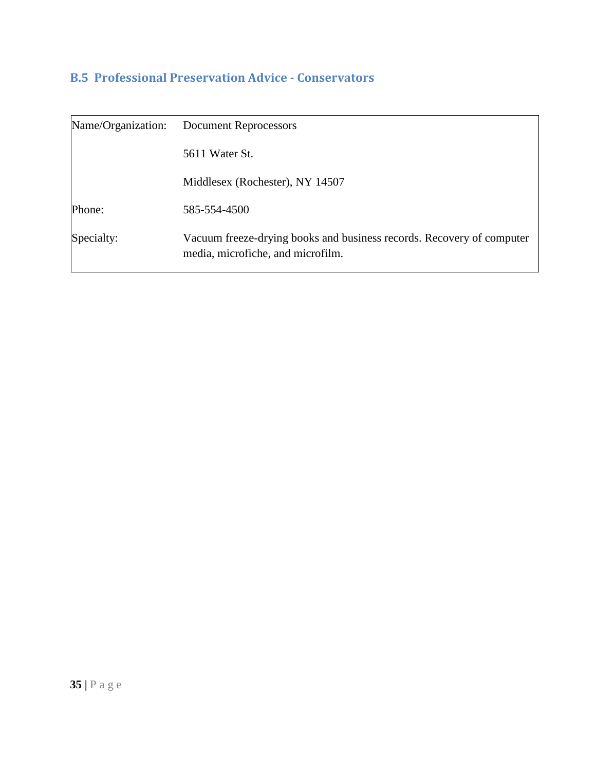## B.5 Professional Preservation Advice - Conservators

| | |
|---|---|
| Name/Organization: | Document Reprocessors<br><br>5611 Water St.<br><br>Middlesex (Rochester), NY 14507 |
| Phone: | 585-554-4500 |
| Specialty: | Vacuum freeze-drying books and business records. Recovery of computer media, microfiche, and microfilm. |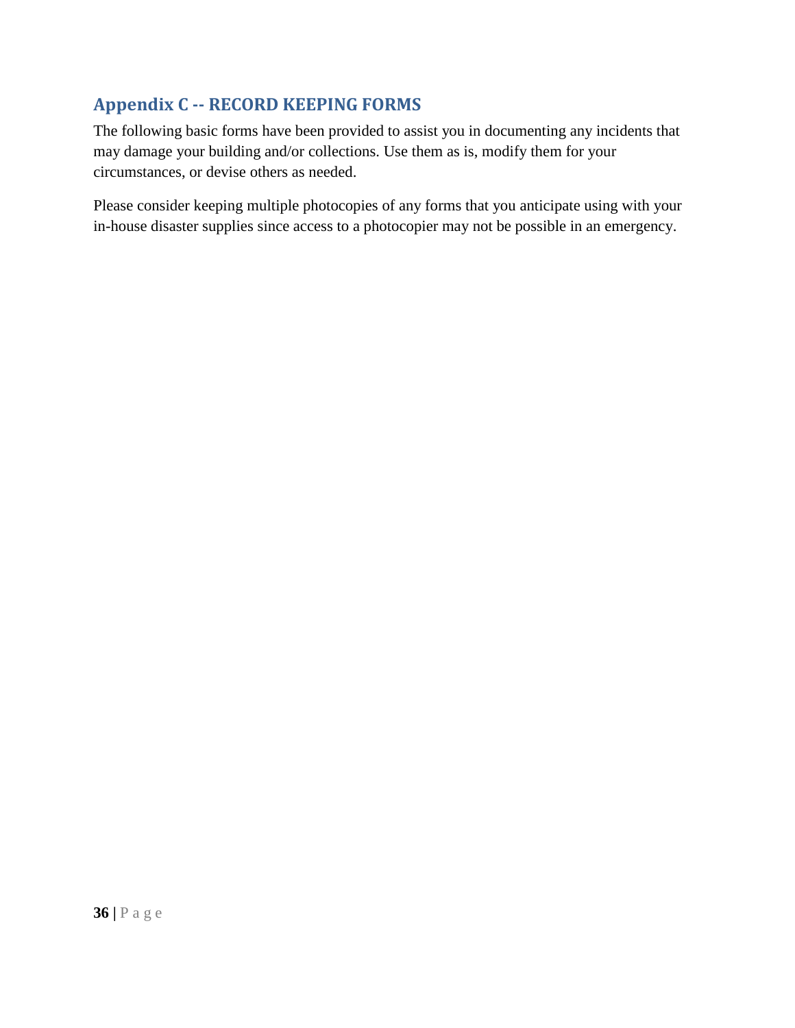## Appendix C -- RECORD KEEPING FORMS

The following basic forms have been provided to assist you in documenting any incidents that may damage your building and/or collections. Use them as is, modify them for your circumstances, or devise others as needed.

Please consider keeping multiple photocopies of any forms that you anticipate using with your in-house disaster supplies since access to a photocopier may not be possible in an emergency.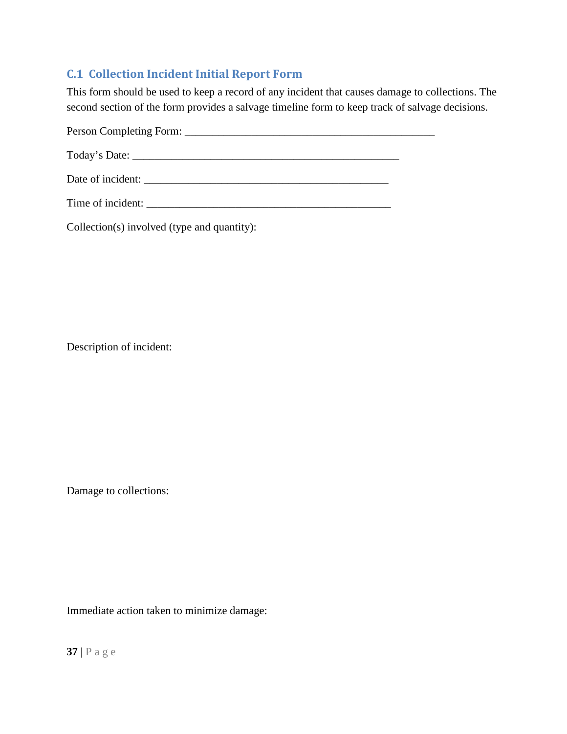### C.1 Collection Incident Initial Report Form

This form should be used to keep a record of any incident that causes damage to collections. The second section of the form provides a salvage timeline form to keep track of salvage decisions.

Person Completing Form: ______________________________________________

Today's Date: __________________________________________________

Date of incident: _____________________________________________

Time of incident: _____________________________________________

Collection(s) involved (type and quantity):

Description of incident:

Damage to collections:

Immediate action taken to minimize damage: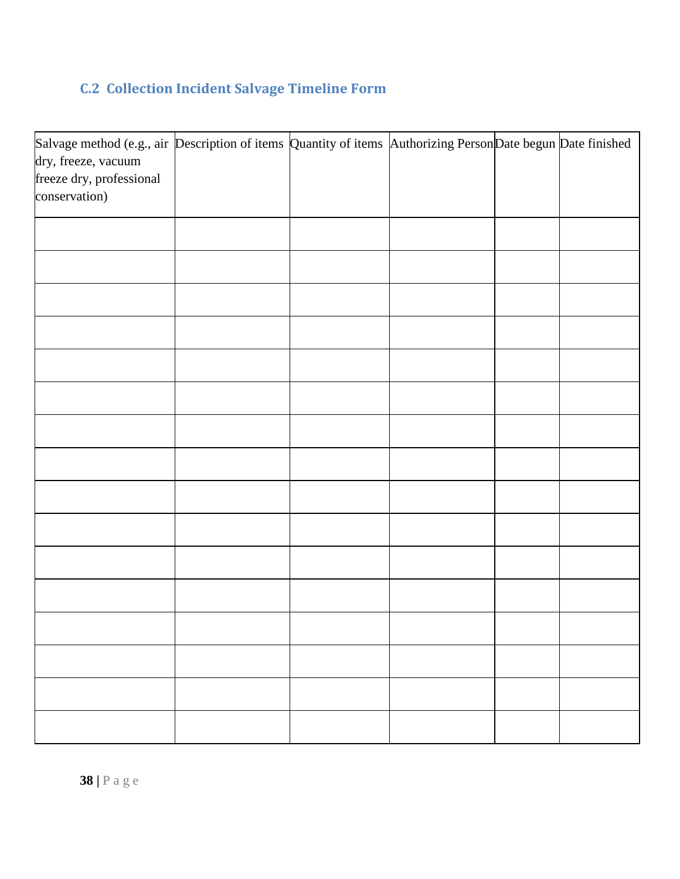## C.2 Collection Incident Salvage Timeline Form

| Salvage method (e.g., air dry, freeze, vacuum freeze dry, professional conservation) | Description of items | Quantity of items | Authorizing Person | Date begun | Date finished |
|---|---|---|---|---|---|
| | | | | | |
| | | | | | |
| | | | | | |
| | | | | | |
| | | | | | |
| | | | | | |
| | | | | | |
| | | | | | |
| | | | | | |
| | | | | | |
| | | | | | |
| | | | | | |
| | | | | | |
| | | | | | |
| | | | | | |
| | | | | | |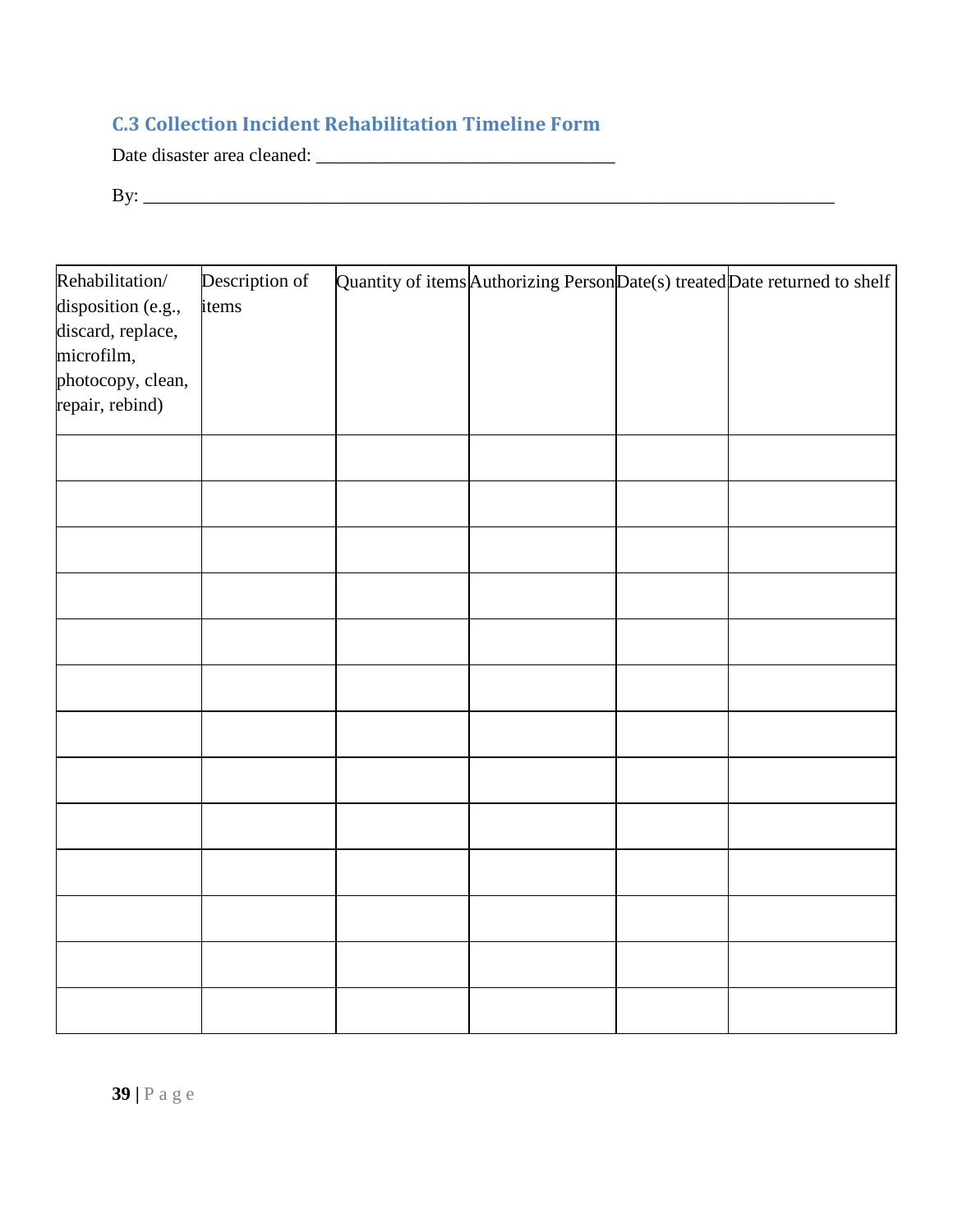### C.3 Collection Incident Rehabilitation Timeline Form

Date disaster area cleaned: ________________________________

By: ___________________________________________________________________________

| Rehabilitation/ disposition (e.g., discard, replace, microfilm, photocopy, clean, repair, rebind) | Description of items | Quantity of items | Authorizing Person | Date(s) treated | Date returned to shelf |
|---|---|---|---|---|---|
| | | | | | |
| | | | | | |
| | | | | | |
| | | | | | |
| | | | | | |
| | | | | | |
| | | | | | |
| | | | | | |
| | | | | | |
| | | | | | |
| | | | | | |
| | | | | | |
| | | | | | |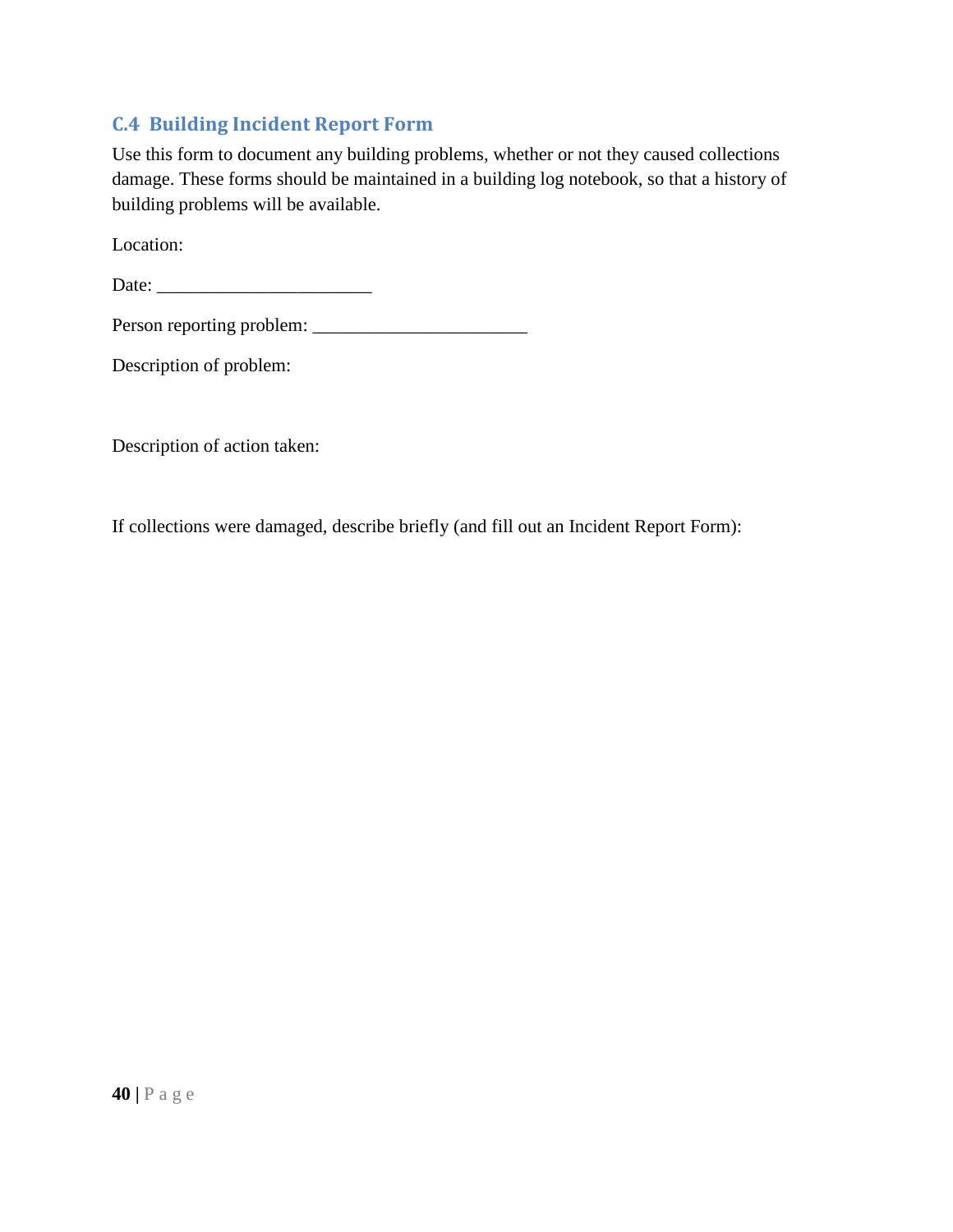### C.4 Building Incident Report Form

Use this form to document any building problems, whether or not they caused collections damage. These forms should be maintained in a building log notebook, so that a history of building problems will be available.

Location:

Date: _______________________

Person reporting problem: _______________________

Description of problem:

Description of action taken:

If collections were damaged, describe briefly (and fill out an Incident Report Form):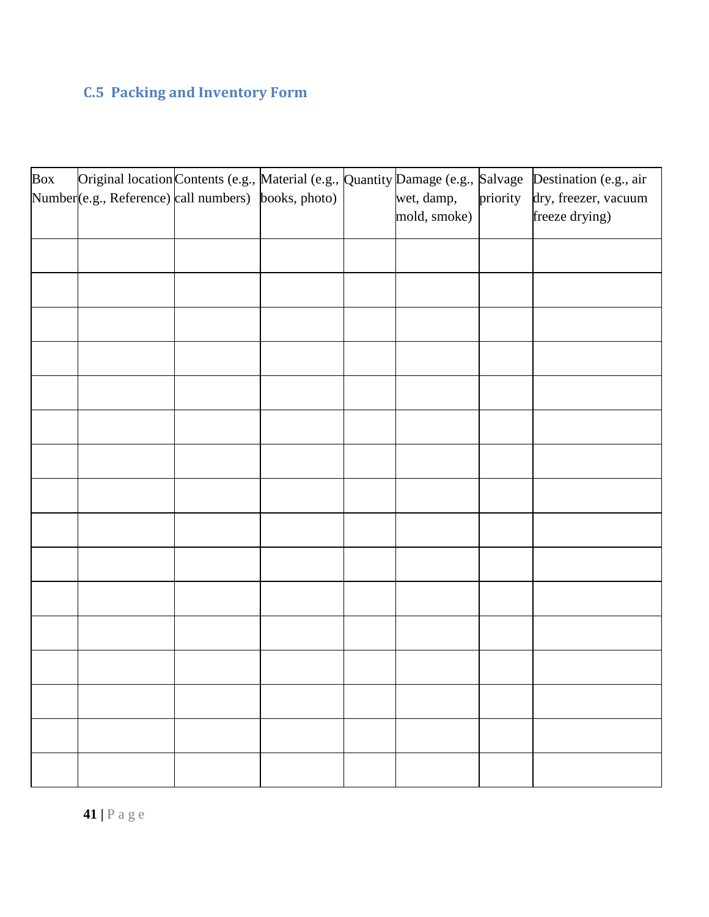### C.5 Packing and Inventory Form

| Box Number | Original location (e.g., Reference) | Contents (e.g., call numbers) | Material (e.g., books, photo) | Quantity | Damage (e.g., wet, damp, mold, smoke) | Salvage priority | Destination (e.g., air dry, freezer, vacuum freeze drying) |
|---|---|---|---|---|---|---|---|
| | | | | | | | |
| | | | | | | | |
| | | | | | | | |
| | | | | | | | |
| | | | | | | | |
| | | | | | | | |
| | | | | | | | |
| | | | | | | | |
| | | | | | | | |
| | | | | | | | |
| | | | | | | | |
| | | | | | | | |
| | | | | | | | |
| | | | | | | | |
| | | | | | | | |
| | | | | | | | |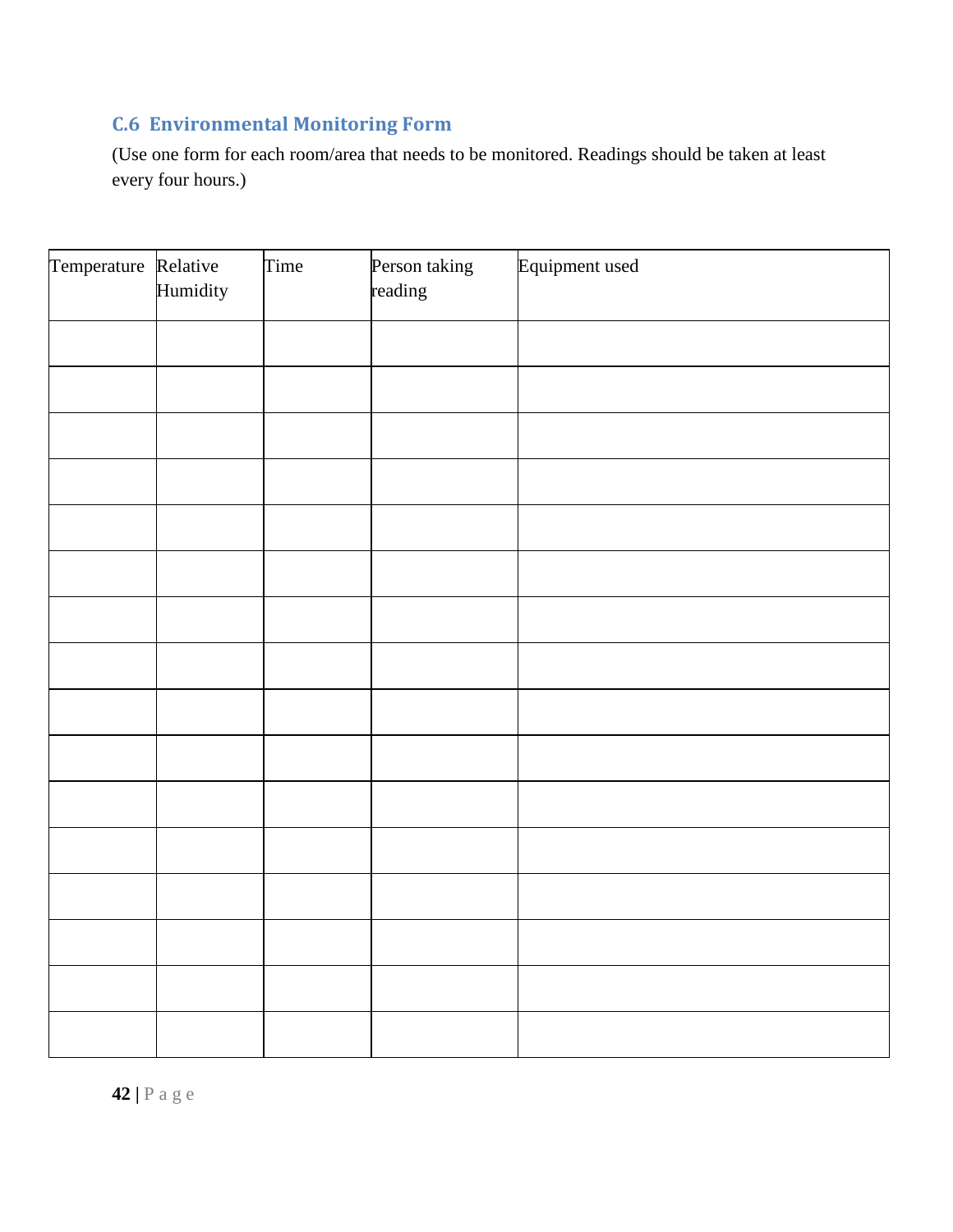### C.6 Environmental Monitoring Form

(Use one form for each room/area that needs to be monitored. Readings should be taken at least every four hours.)

| Temperature | Relative Humidity | Time | Person taking reading | Equipment used |
|---|---|---|---|---|
| | | | | |
| | | | | |
| | | | | |
| | | | | |
| | | | | |
| | | | | |
| | | | | |
| | | | | |
| | | | | |
| | | | | |
| | | | | |
| | | | | |
| | | | | |
| | | | | |
| | | | | |
| | | | | |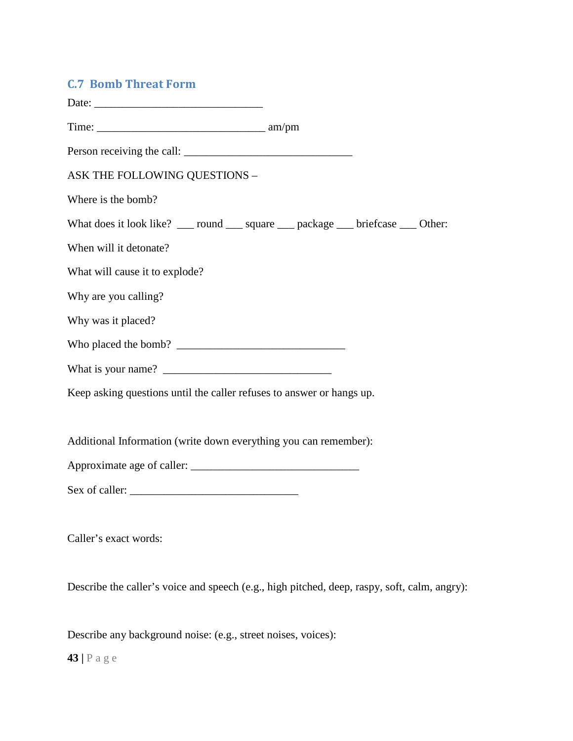## C.7 Bomb Threat Form

Date: ______________________________

Time: ______________________________ am/pm

Person receiving the call: ______________________________

ASK THE FOLLOWING QUESTIONS –

Where is the bomb?

What does it look like? ___ round ___ square ___ package ___ briefcase ___ Other:

When will it detonate?

What will cause it to explode?

Why are you calling?

Why was it placed?

Who placed the bomb? ______________________________

What is your name? ______________________________

Keep asking questions until the caller refuses to answer or hangs up.

Additional Information (write down everything you can remember):

Approximate age of caller: ______________________________

Sex of caller: ______________________________

Caller's exact words:

Describe the caller's voice and speech (e.g., high pitched, deep, raspy, soft, calm, angry):

Describe any background noise: (e.g., street noises, voices):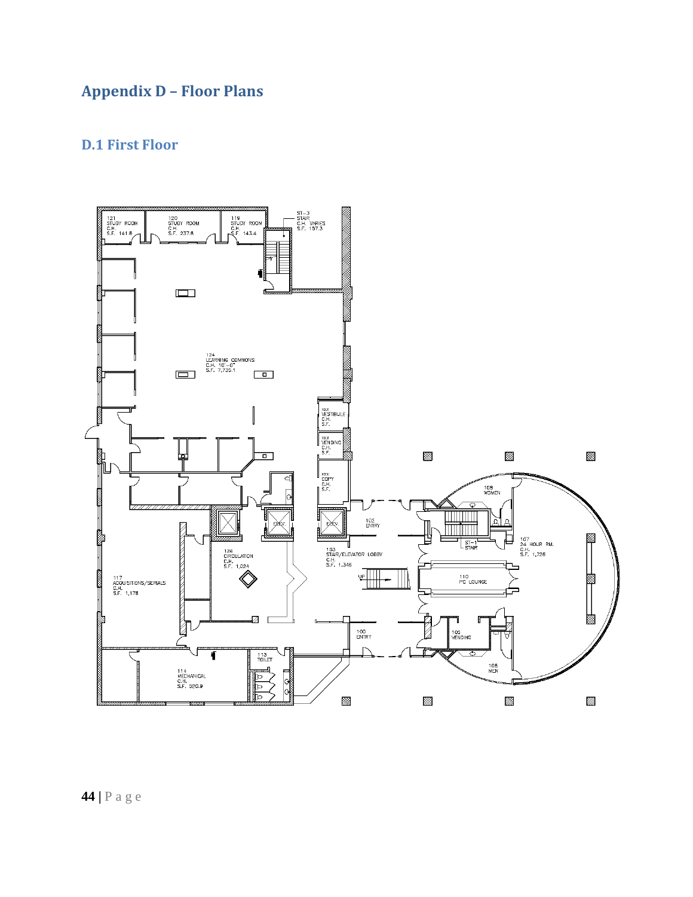# Appendix D – Floor Plans

## D.1 First Floor

121 STUDY ROOM C.H. S.F. 141.8

120 STUDY ROOM C.H. S.F. 237.8

119 STUDY ROOM C.H. S.F. 143.4

ST-3 STAIR C.H. VARIES S.F. 157.3

124 LEARNING COMMONS C.H. 10'-0" S.F. 7,739.1

XXX VESTIBULE C.H. S.F.

XXX VENDING C.H. S.F.

XXX COPY C.H. S.F.

109 WOMEN

102 ENTRY

ELEV

ELEV

ST-1 STAIR

107 24 HOUR RM. C.H. S.F. 1,726

126 CIRCULATION C.H. S.F. 1,024

103 STAIR/ELEVATOR LOBBY C.H. S.F. 1,346

UP

110 PC LOUNGE

117 ACQUISITIONS/SERIALS C.H. S.F. 1,178

100 ENTRY

105 VENDING

108 MEN

113 TOILET

114 MECHANICAL C.H. S.F. 520.9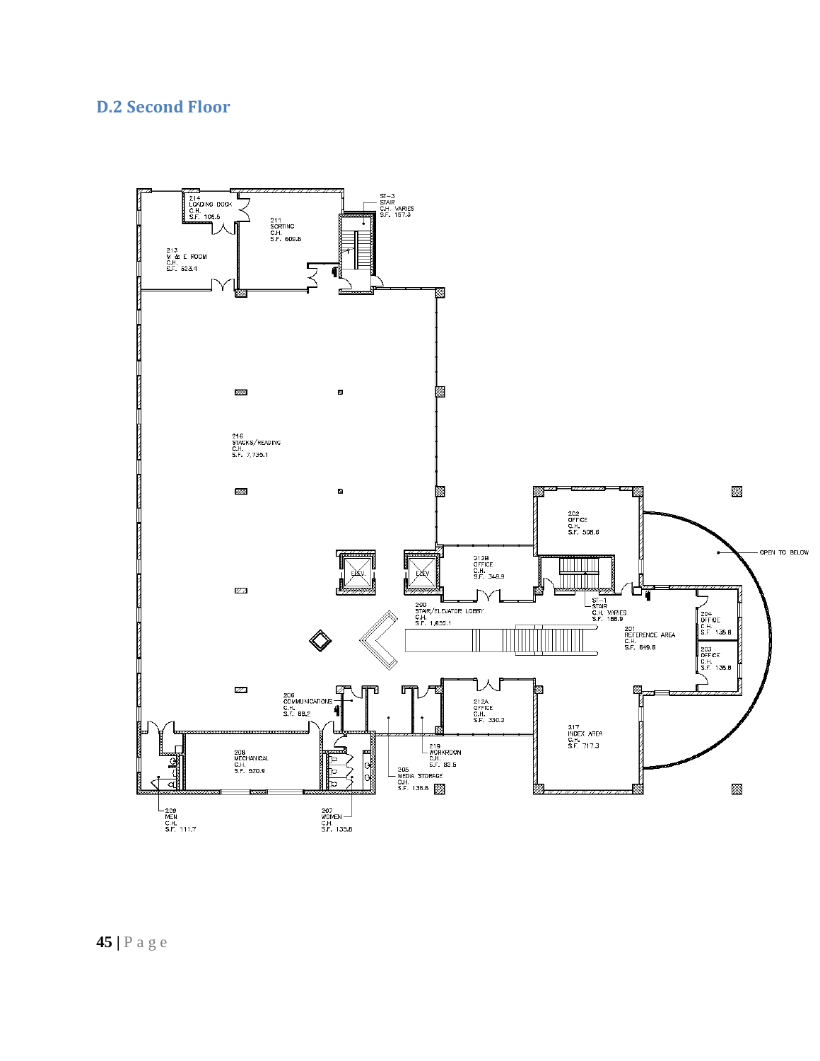## D.2 Second Floor

214
LOADING DOCK
C.H.
S.F. 106.5

211
SORTING
C.H.
S.F. 609.8

ST-3
STAIR
C.H. VARIES
S.F. 167.3

213
M & E ROOM
C.H.
S.F. 523.4

216
STACKS/READING
C.H.
S.F. 7,735.1

202
OFFICE
C.H.
S.F. 508.6

OPEN TO BELOW

ELEV.

ELEV.

212B
OFFICE
C.H.
S.F. 348.9

ST-1
STAIR
C.H. VARIES
S.F. 186.9

200
STAIR/ELEVATOR LOBBY
C.H.
S.F. 1,652.1

204
OFFICE
C.H.
S.F. 138.8

201
REFERENCE AREA
C.H.
S.F. 649.6

203
OFFICE
C.H.
S.F. 138.8

206
COMMUNICATIONS
C.H.
S.F. 88.2

212A
OFFICE
C.H.
S.F. 330.2

217
INDEX AREA
C.H.
S.F. 717.3

208
MECHANICAL
C.H.
S.F. 520.9

219
WORKROOM
C.H.
S.F. 83.5

205
MEDIA STORAGE
C.H.
S.F. 138.8

209
MEN
C.H.
S.F. 111.7

207
WOMEN
C.H.
S.F. 135.6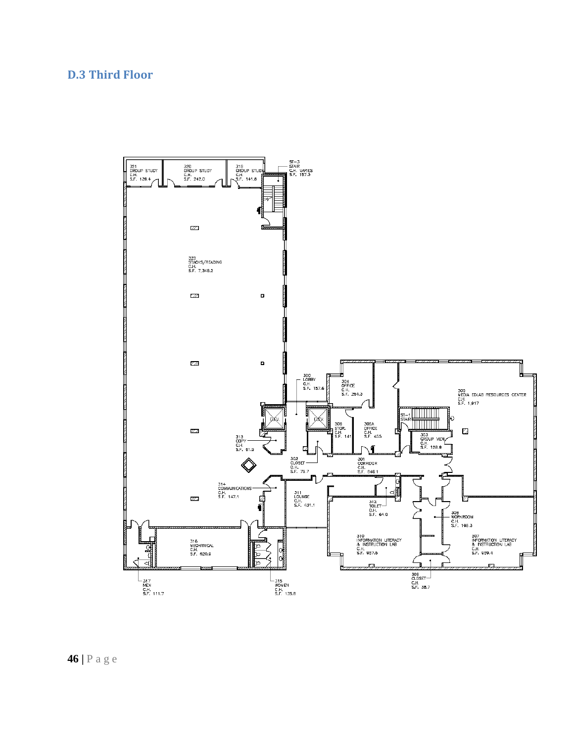## D.3 Third Floor

321
GROUP STUDY
C.H.
S.F. 139.4

320
GROUP STUDY
C.H.
S.F. 242.0

319
GROUP STUDY
C.H.
S.F. 141.8

ST-3
STAIR
C.H. VARIES
S.F. 157.3

323
STACKS/READING
C.H.
S.F. 7,348.2

300
LOBBY
C.H.
S.F. 157.6

304
OFFICE
C.H.
S.F. 254.3

305
MEDIA EDLAB RESOURCES CENTER
C.H.
S.F. 1,917

ELEV.

ELEV.

306
STOR.
C.H.
S.F. 141

305A
OFFICE
C.H.
S.F. 45.5

ST-1
STAIR

303
GROUP VIEW
C.H.
S.F. 128.9

313
COPY
C.H.
S.F. 61.9

302
CLOSET
C.H.
S.F. 75.7

301
CORRIDOR
C.H.
S.F. 646.1

314
COMMUNICATIONS
C.H.
S.F. 147.1

311
LOUNGE
C.H.
S.F. 431.1

312
TOILET
C.H.
S.F. 64.0

308
WORKROOM
C.H.
S.F. 166.3

316
MECHANICAL
C.H.
S.F. 620.9

310
INFORMATION LITERACY
& INSTRUCTION LAB
C.H.
S.F. 957.5

307
INFORMATION LITERACY
& INSTRUCTION LAB
C.H.
S.F. 959.4

317
MEN
C.H.
S.F. 111.7

315
WOMEN
C.H.
S.F. 135.8

309
CLOSET
C.H.
S.F. 38.7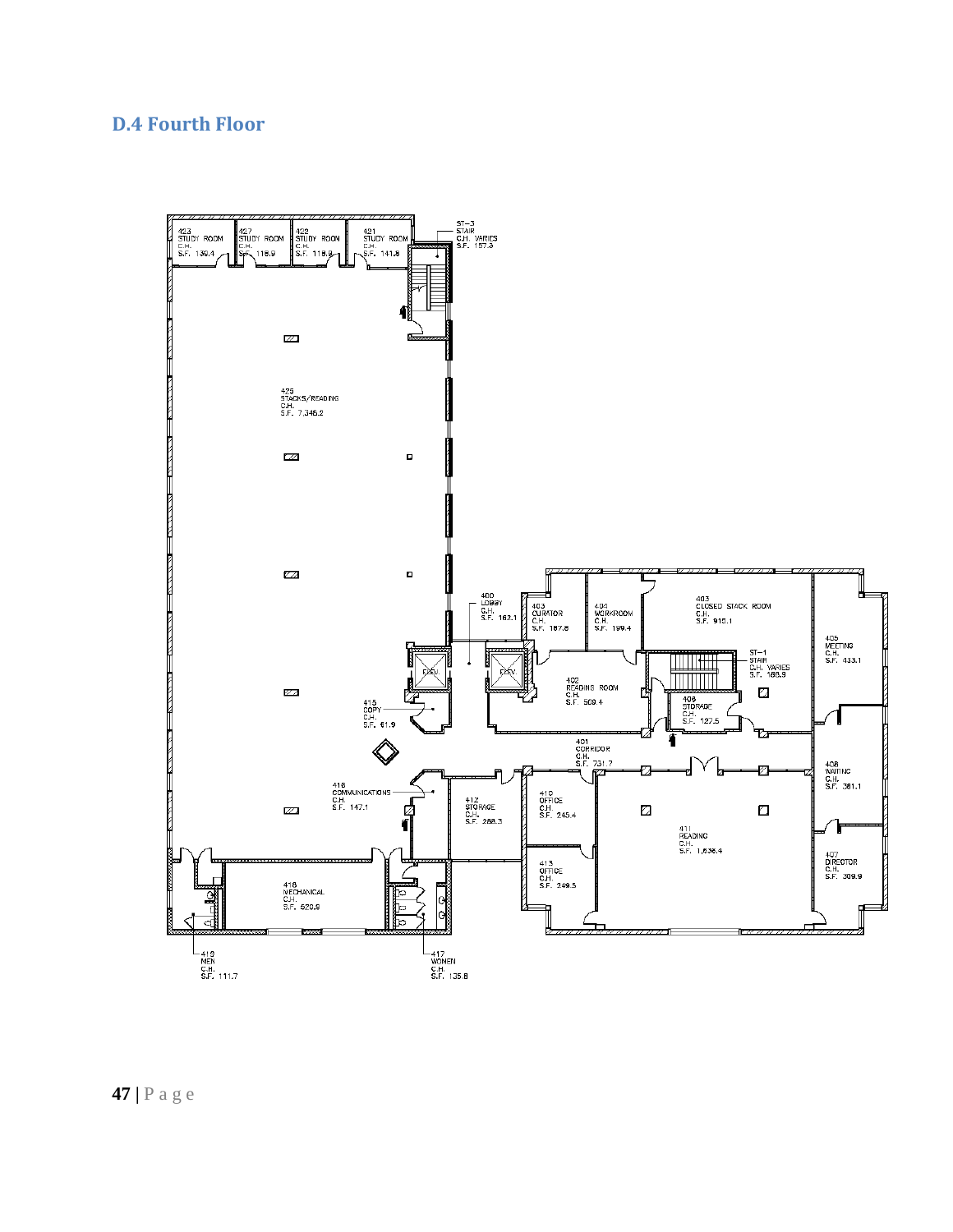## D.4 Fourth Floor

423 STUDY ROOM C.H. S.F. 130.4

427 STUDY ROOM C.H. S.F. 118.9

422 STUDY ROOM C.H. S.F. 118.8

421 STUDY ROOM C.H. S.F. 141.8

ST-3 STAIR C.H. VARIES S.F. 157.3

425 STACKS/READING C.H. S.F. 7,346.2

400 LOBBY C.H. S.F. 162.1

403 CURATOR C.H. S.F. 187.8

404 WORKROOM C.H. S.F. 199.4

403 CLOSED STACK ROOM C.H. S.F. 910.1

405 MEETING C.H. S.F. 433.1

ST-1 STAIR C.H. VARIES S.F. 188.9

402 READING ROOM C.H. S.F. 509.4

406 STORAGE C.H. S.F. 127.5

415 COPY C.H. S.F. 61.9

401 CORRIDOR C.H. S.F. 731.7

408 WAITING C.H. S.F. 381.1

418 COMMUNICATIONS C.H. S.F. 147.1

412 STORAGE C.H. S.F. 288.3

410 OFFICE C.H. S.F. 245.4

411 READING C.H. S.F. 1,636.4

407 DIRECTOR C.H. S.F. 309.9

413 OFFICE C.H. S.F. 249.5

416 MECHANICAL C.H. S.F. 520.9

419 MEN C.H. S.F. 111.7

417 WOMEN C.H. S.F. 135.8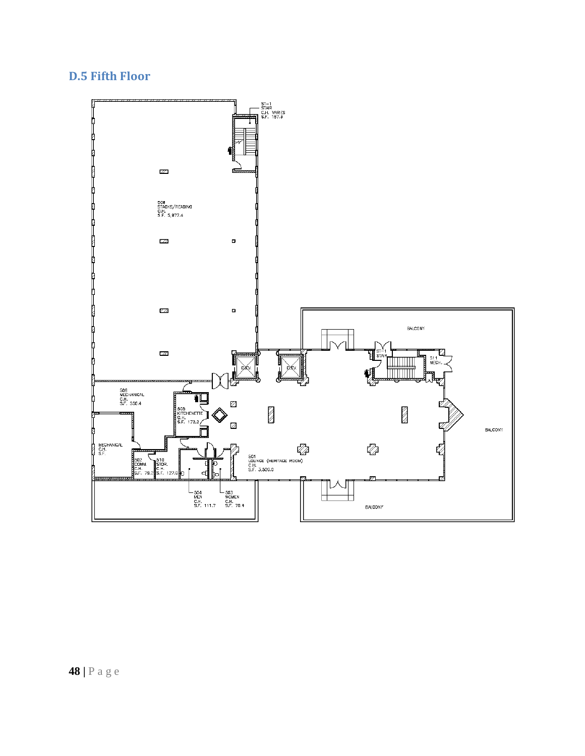## D.5 Fifth Floor

ST-1
STAIR
C.H. VARIES
S.F. 157.9

508
STACKS/READING
C.H.
S.F. 5,977.4

BALCONY

ST-1
STAIR

511
MECH.

ELEV.

ELEV.

506
MECHANICAL
C.H.
S.F. 550.4

505
KITCHENETTE
C.H.
S.F. 172.2

BALCONY

MECHANICAL
C.H.
S.F.

502
COMM.
C.H.
S.F. 79.2

510
STOR.
C.H.
S.F. 127.0

501
LOUNGE (HERITAGE ROOM)
C.H.
S.F. 3,500.0

504
MEN
C.H.
S.F. 111.7

503
WOMEN
C.H.
S.F. 70.4

BALCONY